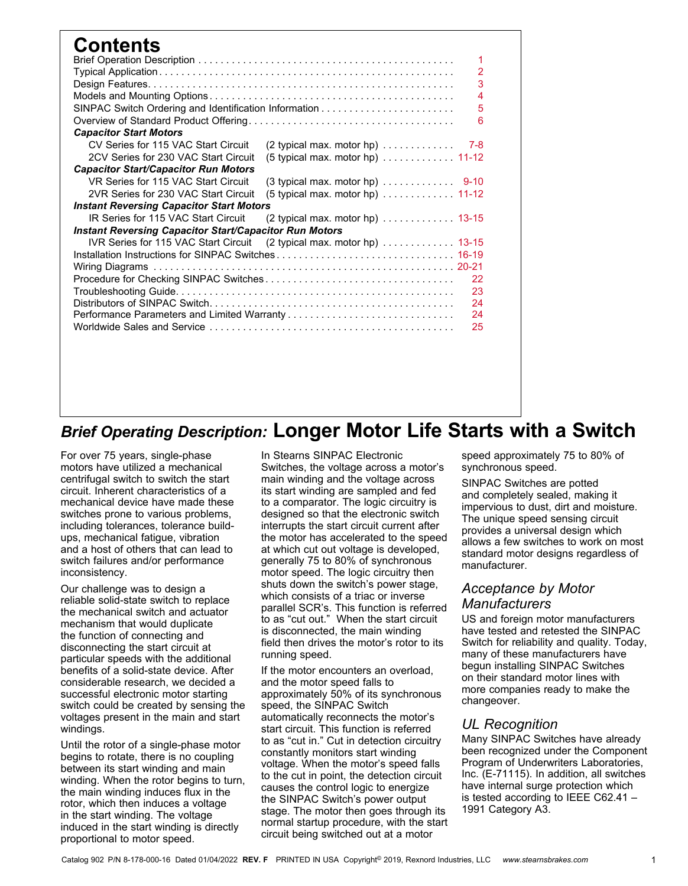# Contents

| | | |
|---|---|---|
| Brief Operation Description | | 1 |
| Typical Application | | 2 |
| Design Features | | 3 |
| Models and Mounting Options | | 4 |
| SINPAC Switch Ordering and Identification Information | | 5 |
| Overview of Standard Product Offering | | 6 |
| ***Capacitor Start Motors*** | | |
| CV Series for 115 VAC Start Circuit | (2 typical max. motor hp) | 7-8 |
| 2CV Series for 230 VAC Start Circuit | (5 typical max. motor hp) | 11-12 |
| ***Capacitor Start/Capacitor Run Motors*** | | |
| VR Series for 115 VAC Start Circuit | (3 typical max. motor hp) | 9-10 |
| 2VR Series for 230 VAC Start Circuit | (5 typical max. motor hp) | 11-12 |
| ***Instant Reversing Capacitor Start Motors*** | | |
| IR Series for 115 VAC Start Circuit | (2 typical max. motor hp) | 13-15 |
| ***Instant Reversing Capacitor Start/Capacitor Run Motors*** | | |
| IVR Series for 115 VAC Start Circuit | (2 typical max. motor hp) | 13-15 |
| Installation Instructions for SINPAC Switches | | 16-19 |
| Wiring Diagrams | | 20-21 |
| Procedure for Checking SINPAC Switches | | 22 |
| Troubleshooting Guide | | 23 |
| Distributors of SINPAC Switch | | 24 |
| Performance Parameters and Limited Warranty | | 24 |
| Worldwide Sales and Service | | 25 |

## *Brief Operating Description:* Longer Motor Life Starts with a Switch

For over 75 years, single-phase motors have utilized a mechanical centrifugal switch to switch the start circuit. Inherent characteristics of a mechanical device have made these switches prone to various problems, including tolerances, tolerance build-ups, mechanical fatigue, vibration and a host of others that can lead to switch failures and/or performance inconsistency.

Our challenge was to design a reliable solid-state switch to replace the mechanical switch and actuator mechanism that would duplicate the function of connecting and disconnecting the start circuit at particular speeds with the additional benefits of a solid-state device. After considerable research, we decided a successful electronic motor starting switch could be created by sensing the voltages present in the main and start windings.

Until the rotor of a single-phase motor begins to rotate, there is no coupling between its start winding and main winding. When the rotor begins to turn, the main winding induces flux in the rotor, which then induces a voltage in the start winding. The voltage induced in the start winding is directly proportional to motor speed.

In Stearns SINPAC Electronic Switches, the voltage across a motor's main winding and the voltage across its start winding are sampled and fed to a comparator. The logic circuitry is designed so that the electronic switch interrupts the start circuit current after the motor has accelerated to the speed at which cut out voltage is developed, generally 75 to 80% of synchronous motor speed. The logic circuitry then shuts down the switch's power stage, which consists of a triac or inverse parallel SCR's. This function is referred to as "cut out." When the start circuit is disconnected, the main winding field then drives the motor's rotor to its running speed.

If the motor encounters an overload, and the motor speed falls to approximately 50% of its synchronous speed, the SINPAC Switch automatically reconnects the motor's start circuit. This function is referred to as "cut in." Cut in detection circuitry constantly monitors start winding voltage. When the motor's speed falls to the cut in point, the detection circuit causes the control logic to energize the SINPAC Switch's power output stage. The motor then goes through its normal startup procedure, with the start circuit being switched out at a motor speed approximately 75 to 80% of synchronous speed.

SINPAC Switches are potted and completely sealed, making it impervious to dust, dirt and moisture. The unique speed sensing circuit provides a universal design which allows a few switches to work on most standard motor designs regardless of manufacturer.

### *Acceptance by Motor Manufacturers*

US and foreign motor manufacturers have tested and retested the SINPAC Switch for reliability and quality. Today, many of these manufacturers have begun installing SINPAC Switches on their standard motor lines with more companies ready to make the changeover.

### *UL Recognition*

Many SINPAC Switches have already been recognized under the Component Program of Underwriters Laboratories, Inc. (E-71115). In addition, all switches have internal surge protection which is tested according to IEEE C62.41 – 1991 Category A3.

Catalog 902 P/N 8-178-000-16 Dated 01/04/2022 **REV. F** PRINTED IN USA Copyright© 2019, Rexnord Industries, LLC *www.stearnsbrakes.com*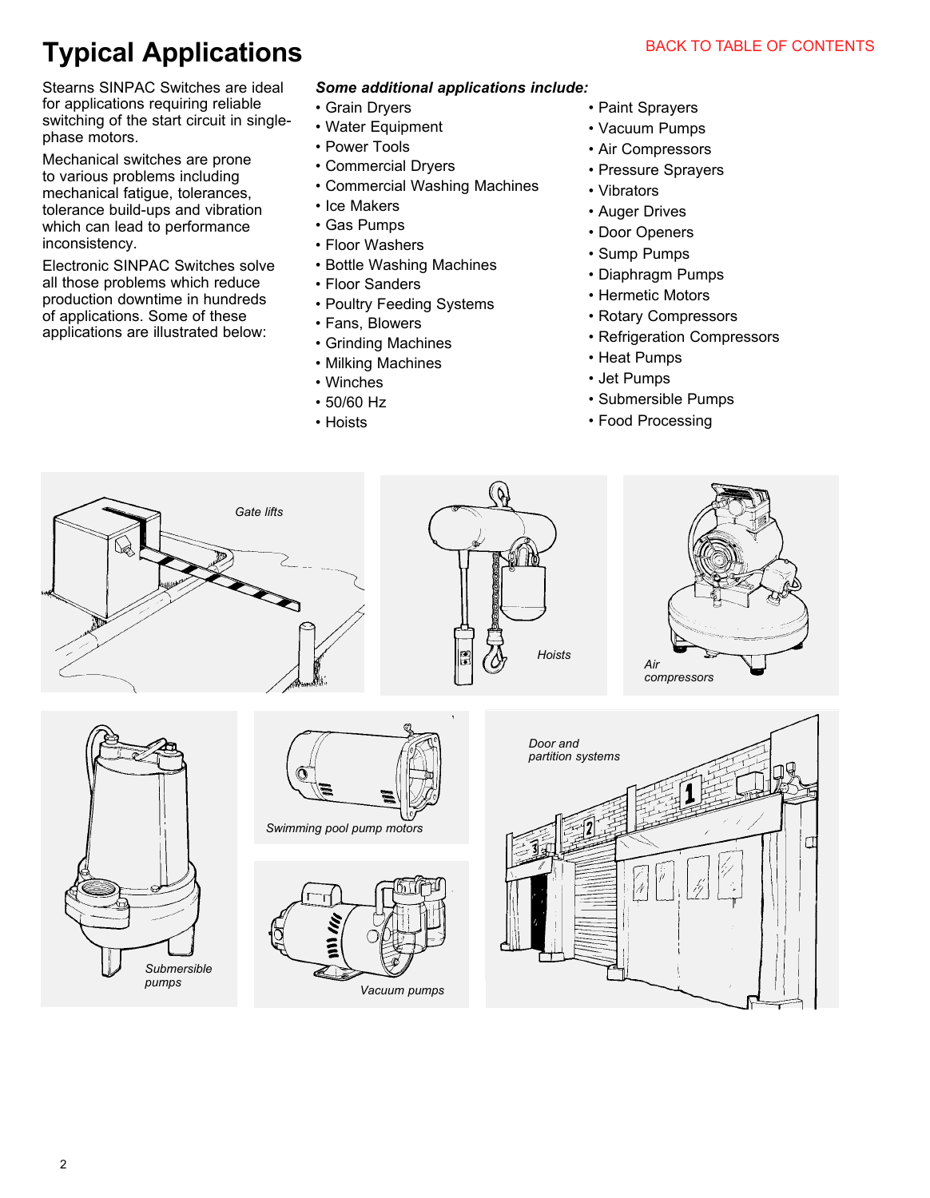# Typical Applications

BACK TO TABLE OF CONTENTS

Stearns SINPAC Switches are ideal for applications requiring reliable switching of the start circuit in single-phase motors.

Mechanical switches are prone to various problems including mechanical fatigue, tolerances, tolerance build-ups and vibration which can lead to performance inconsistency.

Electronic SINPAC Switches solve all those problems which reduce production downtime in hundreds of applications. Some of these applications are illustrated below:

***Some additional applications include:***

- Grain Dryers
- Water Equipment
- Power Tools
- Commercial Dryers
- Commercial Washing Machines
- Ice Makers
- Gas Pumps
- Floor Washers
- Bottle Washing Machines
- Floor Sanders
- Poultry Feeding Systems
- Fans, Blowers
- Grinding Machines
- Milking Machines
- Winches
- 50/60 Hz
- Hoists
- Paint Sprayers
- Vacuum Pumps
- Air Compressors
- Pressure Sprayers
- Vibrators
- Auger Drives
- Door Openers
- Sump Pumps
- Diaphragm Pumps
- Hermetic Motors
- Rotary Compressors
- Refrigeration Compressors
- Heat Pumps
- Jet Pumps
- Submersible Pumps
- Food Processing

*Gate lifts*

*Hoists*

*Air compressors*

*Submersible pumps*

*Swimming pool pump motors*

*Vacuum pumps*

*Door and partition systems*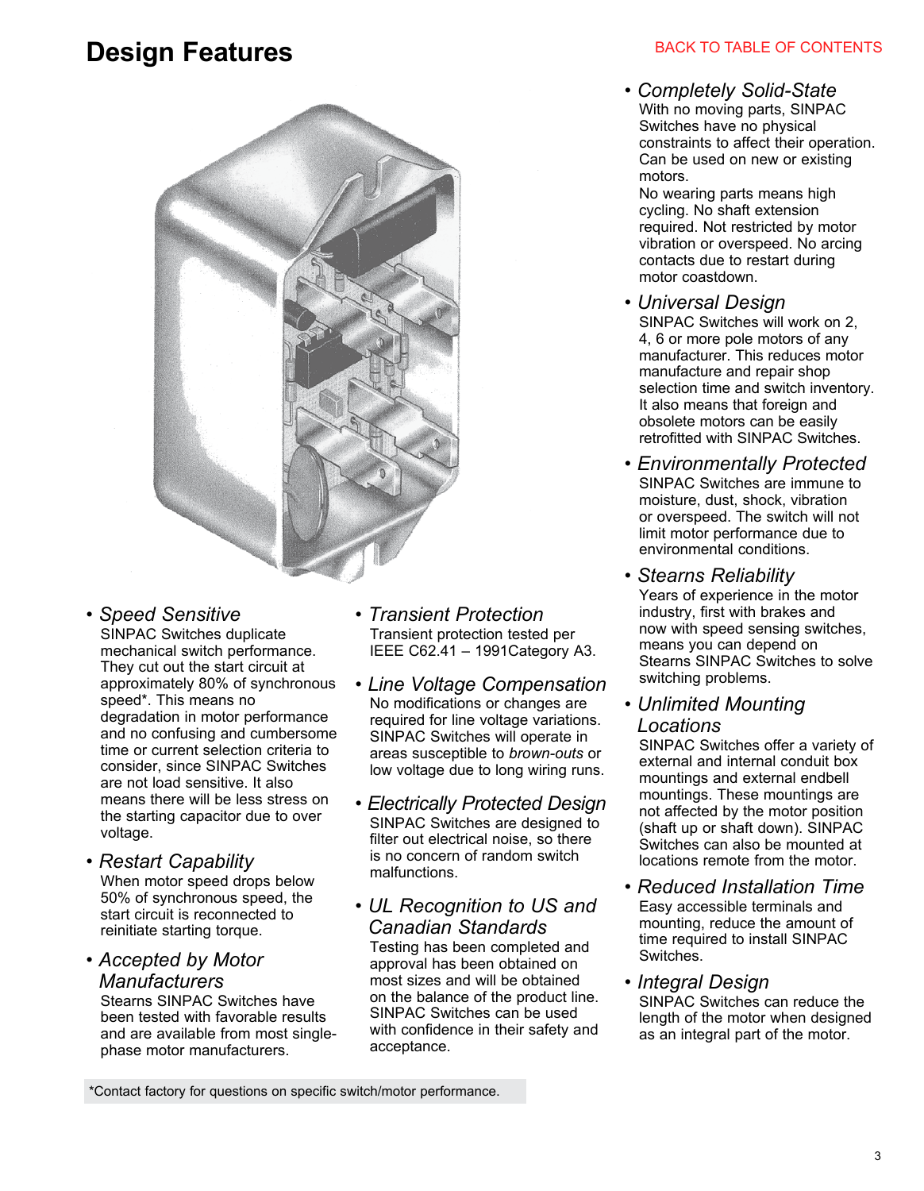# Design Features

BACK TO TABLE OF CONTENTS

- *Speed Sensitive*
  SINPAC Switches duplicate mechanical switch performance. They cut out the start circuit at approximately 80% of synchronous speed*. This means no degradation in motor performance and no confusing and cumbersome time or current selection criteria to consider, since SINPAC Switches are not load sensitive. It also means there will be less stress on the starting capacitor due to over voltage.

- *Restart Capability*
  When motor speed drops below 50% of synchronous speed, the start circuit is reconnected to reinitiate starting torque.

- *Accepted by Motor Manufacturers*
  Stearns SINPAC Switches have been tested with favorable results and are available from most single-phase motor manufacturers.

- *Transient Protection*
  Transient protection tested per IEEE C62.41 – 1991Category A3.

- *Line Voltage Compensation*
  No modifications or changes are required for line voltage variations. SINPAC Switches will operate in areas susceptible to *brown-outs* or low voltage due to long wiring runs.

- *Electrically Protected Design*
  SINPAC Switches are designed to filter out electrical noise, so there is no concern of random switch malfunctions.

- *UL Recognition to US and Canadian Standards*
  Testing has been completed and approval has been obtained on most sizes and will be obtained on the balance of the product line. SINPAC Switches can be used with confidence in their safety and acceptance.

- *Completely Solid-State*
  With no moving parts, SINPAC Switches have no physical constraints to affect their operation. Can be used on new or existing motors.
  No wearing parts means high cycling. No shaft extension required. Not restricted by motor vibration or overspeed. No arcing contacts due to restart during motor coastdown.

- *Universal Design*
  SINPAC Switches will work on 2, 4, 6 or more pole motors of any manufacturer. This reduces motor manufacture and repair shop selection time and switch inventory. It also means that foreign and obsolete motors can be easily retrofitted with SINPAC Switches.

- *Environmentally Protected*
  SINPAC Switches are immune to moisture, dust, shock, vibration or overspeed. The switch will not limit motor performance due to environmental conditions.

- *Stearns Reliability*
  Years of experience in the motor industry, first with brakes and now with speed sensing switches, means you can depend on Stearns SINPAC Switches to solve switching problems.

- *Unlimited Mounting Locations*
  SINPAC Switches offer a variety of external and internal conduit box mountings and external endbell mountings. These mountings are not affected by the motor position (shaft up or shaft down). SINPAC Switches can also be mounted at locations remote from the motor.

- *Reduced Installation Time*
  Easy accessible terminals and mounting, reduce the amount of time required to install SINPAC Switches.

- *Integral Design*
  SINPAC Switches can reduce the length of the motor when designed as an integral part of the motor.

*Contact factory for questions on specific switch/motor performance.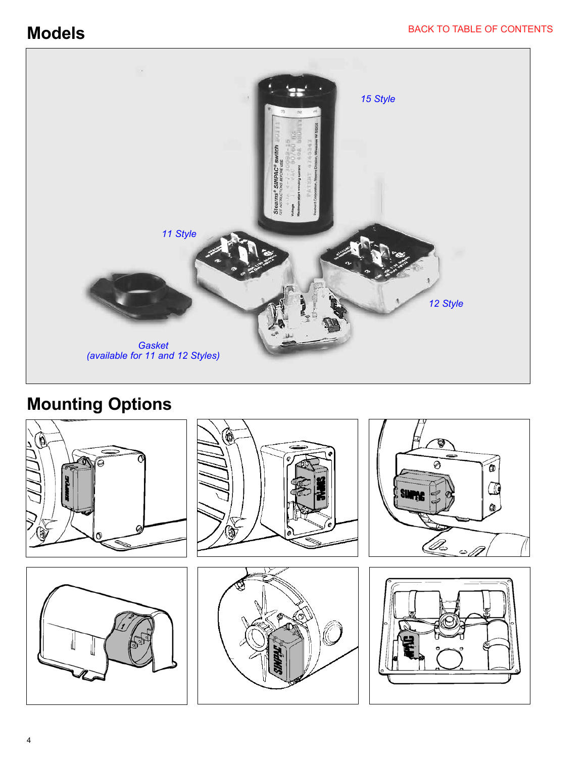## Models

15 Style

11 Style

12 Style

Gasket
(available for 11 and 12 Styles)

## Mounting Options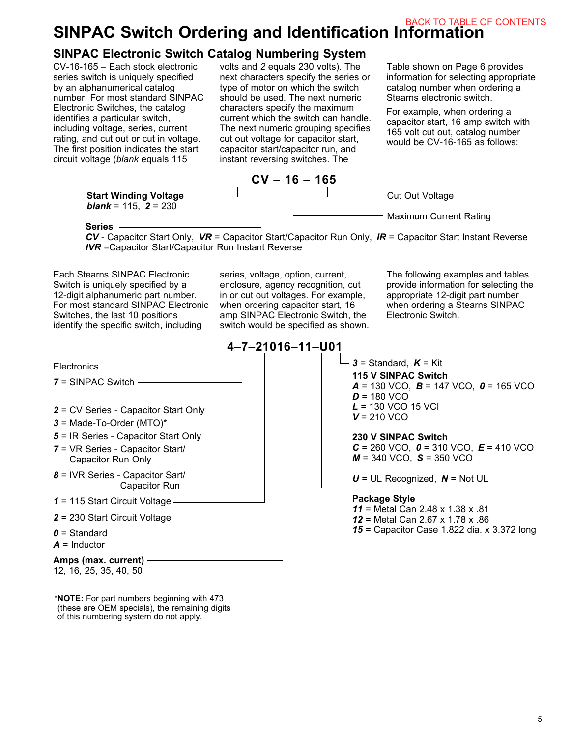# SINPAC Switch Ordering and Identification Information

## SINPAC Electronic Switch Catalog Numbering System

CV-16-165 – Each stock electronic series switch is uniquely specified by an alphanumerical catalog number. For most standard SINPAC Electronic Switches, the catalog identifies a particular switch, including voltage, series, current rating, and cut out or cut in voltage. The first position indicates the start circuit voltage (*blank* equals 115 volts and *2* equals 230 volts). The next characters specify the series or type of motor on which the switch should be used. The next numeric characters specify the maximum current which the switch can handle. The next numeric grouping specifies cut out voltage for capacitor start, capacitor start/capacitor run, and instant reversing switches. The Table shown on Page 6 provides information for selecting appropriate catalog number when ordering a Stearns electronic switch.

For example, when ordering a capacitor start, 16 amp switch with 165 volt cut out, catalog number would be CV-16-165 as follows:

**CV – 16 – 165**

- **Start Winding Voltage** – ***blank*** = 115, ***2*** = 230
- **Series** – ***CV*** - Capacitor Start Only, ***VR*** = Capacitor Start/Capacitor Run Only, ***IR*** = Capacitor Start Instant Reverse, ***IVR*** =Capacitor Start/Capacitor Run Instant Reverse
- **16** – Maximum Current Rating
- **165** – Cut Out Voltage

Each Stearns SINPAC Electronic Switch is uniquely specified by a 12-digit alphanumeric part number. For most standard SINPAC Electronic Switches, the last 10 positions identify the specific switch, including series, voltage, option, current, enclosure, agency recognition, cut in or cut out voltages. For example, when ordering capacitor start, 16 amp SINPAC Electronic Switch, the switch would be specified as shown. The following examples and tables provide information for selecting the appropriate 12-digit part number when ordering a Stearns SINPAC Electronic Switch.

**4–7–21016–11–U01**

- **4** – Electronics
- **7** – ***7*** = SINPAC Switch
- **2** (Series):
  - ***2*** = CV Series - Capacitor Start Only
  - ***3*** = Made-To-Order (MTO)*
  - ***5*** = IR Series - Capacitor Start Only
  - ***7*** = VR Series - Capacitor Start/ Capacitor Run Only
  - ***8*** = IVR Series - Capacitor Sart/ Capacitor Run
- **1** (Start Circuit Voltage):
  - ***1*** = 115 Start Circuit Voltage
  - ***2*** = 230 Start Circuit Voltage
- **0** (Option):
  - ***0*** = Standard
  - ***A*** = Inductor
- **16** – **Amps (max. current)**: 12, 16, 25, 35, 40, 50
- **11** – **Package Style**:
  - ***11*** = Metal Can 2.48 x 1.38 x .81
  - ***12*** = Metal Can 2.67 x 1.78 x .86
  - ***15*** = Capacitor Case 1.822 dia. x 3.372 long
- **U** – ***U*** = UL Recognized, ***N*** = Not UL
- **0** (Cut out voltage):
  - **115 V SINPAC Switch**
    - ***A*** = 130 VCO, ***B*** = 147 VCO, ***0*** = 165 VCO
    - ***D*** = 180 VCO
    - ***L*** = 130 VCO 15 VCI
    - ***V*** = 210 VCO
  - **230 V SINPAC Switch**
    - ***C*** = 260 VCO, ***0*** = 310 VCO, ***E*** = 410 VCO
    - ***M*** = 340 VCO, ***S*** = 350 VCO
- **1** – ***3*** = Standard, ***K*** = Kit

*__NOTE:__ For part numbers beginning with 473 (these are OEM specials), the remaining digits of this numbering system do not apply.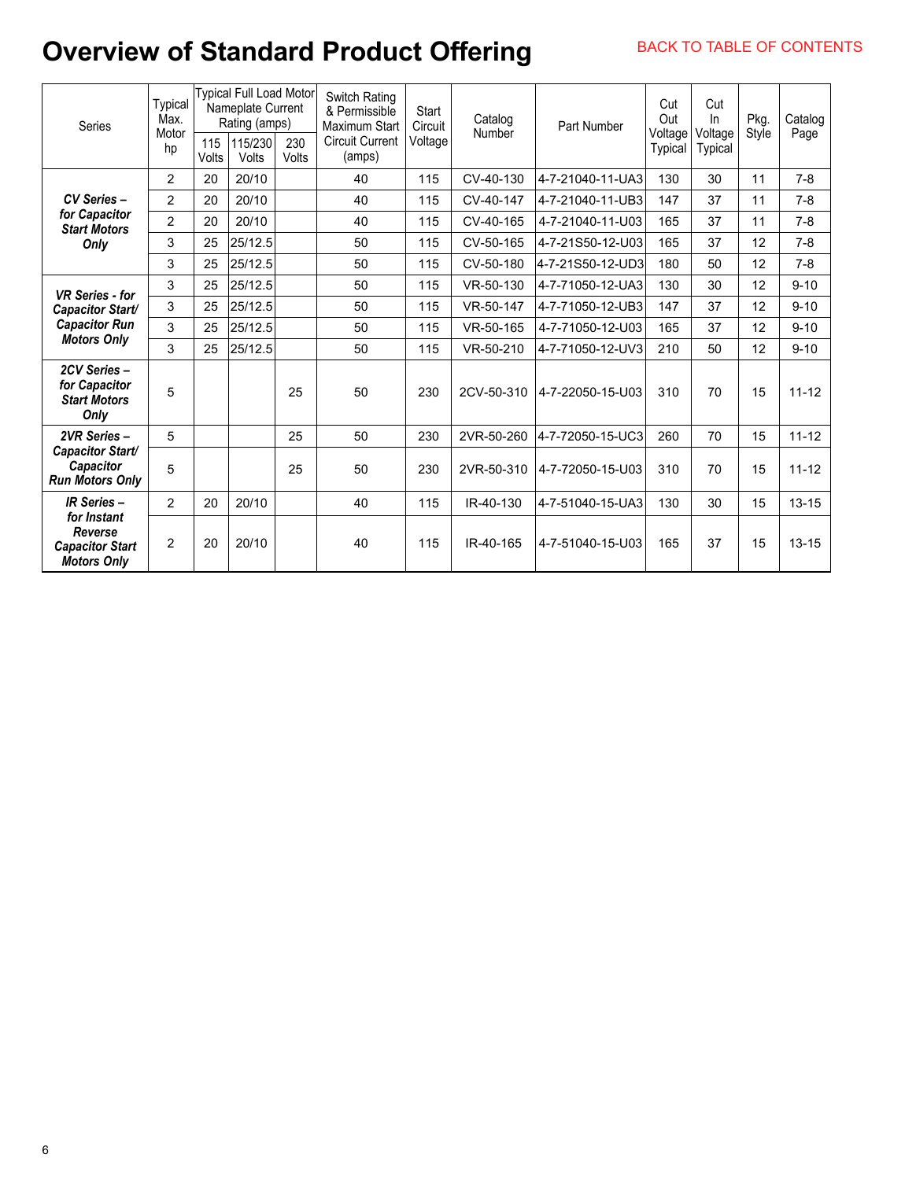# Overview of Standard Product Offering

BACK TO TABLE OF CONTENTS

| Series | Typical Max. Motor hp | Typical Full Load Motor Nameplate Current Rating (amps) | | | Switch Rating & Permissible Maximum Start Circuit Current (amps) | Start Circuit Voltage | Catalog Number | Part Number | Cut Out Voltage Typical | Cut In Voltage Typical | Pkg. Style | Catalog Page |
|---|---|---|---|---|---|---|---|---|---|---|---|---|
| | | 115 Volts | 115/230 Volts | 230 Volts | | | | | | | | |
| ***CV Series – for Capacitor Start Motors Only*** | 2 | 20 | 20/10 | | 40 | 115 | CV-40-130 | 4-7-21040-11-UA3 | 130 | 30 | 11 | 7-8 |
| | 2 | 20 | 20/10 | | 40 | 115 | CV-40-147 | 4-7-21040-11-UB3 | 147 | 37 | 11 | 7-8 |
| | 2 | 20 | 20/10 | | 40 | 115 | CV-40-165 | 4-7-21040-11-U03 | 165 | 37 | 11 | 7-8 |
| | 3 | 25 | 25/12.5 | | 50 | 115 | CV-50-165 | 4-7-21S50-12-U03 | 165 | 37 | 12 | 7-8 |
| | 3 | 25 | 25/12.5 | | 50 | 115 | CV-50-180 | 4-7-21S50-12-UD3 | 180 | 50 | 12 | 7-8 |
| ***VR Series - for Capacitor Start/ Capacitor Run Motors Only*** | 3 | 25 | 25/12.5 | | 50 | 115 | VR-50-130 | 4-7-71050-12-UA3 | 130 | 30 | 12 | 9-10 |
| | 3 | 25 | 25/12.5 | | 50 | 115 | VR-50-147 | 4-7-71050-12-UB3 | 147 | 37 | 12 | 9-10 |
| | 3 | 25 | 25/12.5 | | 50 | 115 | VR-50-165 | 4-7-71050-12-U03 | 165 | 37 | 12 | 9-10 |
| | 3 | 25 | 25/12.5 | | 50 | 115 | VR-50-210 | 4-7-71050-12-UV3 | 210 | 50 | 12 | 9-10 |
| ***2CV Series – for Capacitor Start Motors Only*** | 5 | | | 25 | 50 | 230 | 2CV-50-310 | 4-7-22050-15-U03 | 310 | 70 | 15 | 11-12 |
| ***2VR Series – Capacitor Start/ Capacitor Run Motors Only*** | 5 | | | 25 | 50 | 230 | 2VR-50-260 | 4-7-72050-15-UC3 | 260 | 70 | 15 | 11-12 |
| | 5 | | | 25 | 50 | 230 | 2VR-50-310 | 4-7-72050-15-U03 | 310 | 70 | 15 | 11-12 |
| ***IR Series – for Instant Reverse Capacitor Start Motors Only*** | 2 | 20 | 20/10 | | 40 | 115 | IR-40-130 | 4-7-51040-15-UA3 | 130 | 30 | 15 | 13-15 |
| | 2 | 20 | 20/10 | | 40 | 115 | IR-40-165 | 4-7-51040-15-U03 | 165 | 37 | 15 | 13-15 |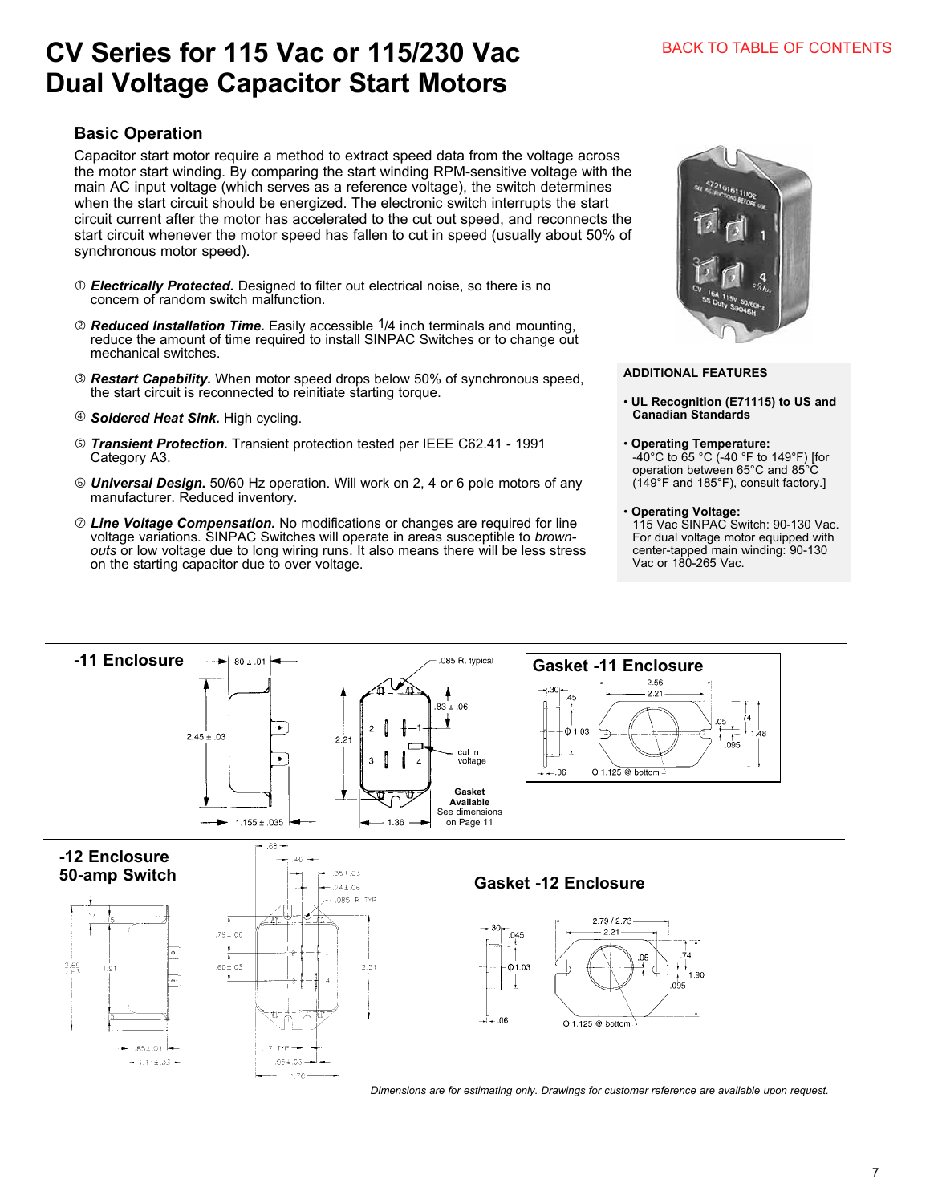# CV Series for 115 Vac or 115/230 Vac Dual Voltage Capacitor Start Motors

BACK TO TABLE OF CONTENTS

## Basic Operation

Capacitor start motor require a method to extract speed data from the voltage across the motor start winding. By comparing the start winding RPM-sensitive voltage with the main AC input voltage (which serves as a reference voltage), the switch determines when the start circuit should be energized. The electronic switch interrupts the start circuit current after the motor has accelerated to the cut out speed, and reconnects the start circuit whenever the motor speed has fallen to cut in speed (usually about 50% of synchronous motor speed).

① ***Electrically Protected.*** Designed to filter out electrical noise, so there is no concern of random switch malfunction.

② ***Reduced Installation Time.*** Easily accessible 1/4 inch terminals and mounting, reduce the amount of time required to install SINPAC Switches or to change out mechanical switches.

③ ***Restart Capability.*** When motor speed drops below 50% of synchronous speed, the start circuit is reconnected to reinitiate starting torque.

④ ***Soldered Heat Sink.*** High cycling.

⑤ ***Transient Protection.*** Transient protection tested per IEEE C62.41 - 1991 Category A3.

⑥ ***Universal Design.*** 50/60 Hz operation. Will work on 2, 4 or 6 pole motors of any manufacturer. Reduced inventory.

⑦ ***Line Voltage Compensation.*** No modifications or changes are required for line voltage variations. SINPAC Switches will operate in areas susceptible to *brown-outs* or low voltage due to long wiring runs. It also means there will be less stress on the starting capacitor due to over voltage.

**ADDITIONAL FEATURES**

- **UL Recognition (E71115) to US and Canadian Standards**
- **Operating Temperature:** -40°C to 65 °C (-40 °F to 149°F) [for operation between 65°C and 85°C (149°F and 185°F), consult factory.]
- **Operating Voltage:** 115 Vac SINPAC Switch: 90-130 Vac. For dual voltage motor equipped with center-tapped main winding: 90-130 Vac or 180-265 Vac.

## -11 Enclosure

.80 ± .01 — .085 R. typical — 2.45 ± .03 — 2.21 — .83 ± .06 — cut in voltage — 1.155 ± .035 — 1.36

**Gasket Available** See dimensions on Page 11

## Gasket -11 Enclosure

.30 — .45 — 2.56 — 2.21 — Φ 1.03 — .05 — .74 — 1.48 — .095 — .06 — Φ 1.125 @ bottom

## -12 Enclosure 50-amp Switch

.68 — .40 — .35 ± .03 — .24 ± .06 — .085 R TYP — .37 — .15 — 2.69 / 2.63 — 1.91 — .79 ± .06 — .60 ± .03 — 2.21 — .85 ± .01 — 1.14 ± .03 — .17 TYP — .05 ± .03 — 1.76

## Gasket -12 Enclosure

.30 — .045 — 2.79 / 2.73 — 2.21 — Φ1.03 — .05 — .74 — 1.90 — .095 — .06 — Φ 1.125 @ bottom

*Dimensions are for estimating only. Drawings for customer reference are available upon request.*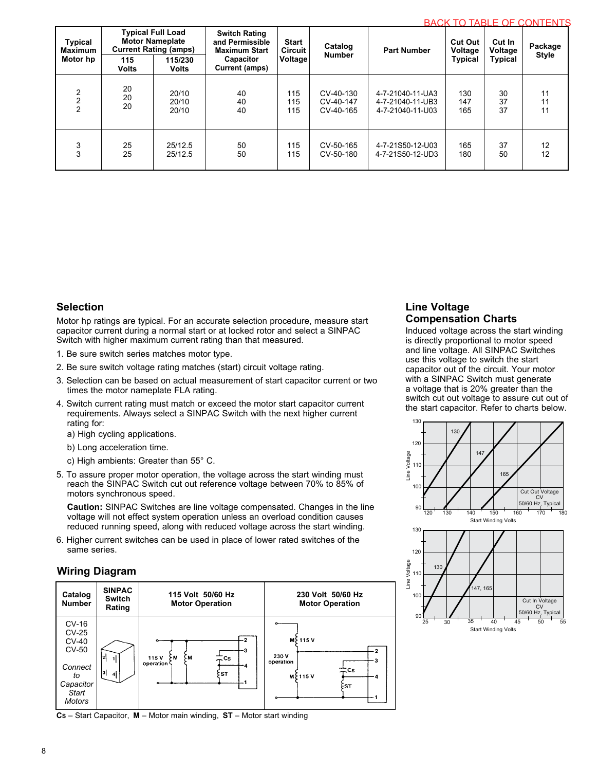BACK TO TABLE OF CONTENTS

| Typical Maximum Motor hp | Typical Full Load Motor Nameplate Current Rating (amps) | | Switch Rating and Permissible Maximum Start Capacitor Current (amps) | Start Circuit Voltage | Catalog Number | Part Number | Cut Out Voltage Typical | Cut In Voltage Typical | Package Style |
|---|---|---|---|---|---|---|---|---|---|
| | 115 Volts | 115/230 Volts | | | | | | | |
| 2 | 20 | 20/10 | 40 | 115 | CV-40-130 | 4-7-21040-11-UA3 | 130 | 30 | 11 |
| 2 | 20 | 20/10 | 40 | 115 | CV-40-147 | 4-7-21040-11-UB3 | 147 | 37 | 11 |
| 2 | 20 | 20/10 | 40 | 115 | CV-40-165 | 4-7-21040-11-U03 | 165 | 37 | 11 |
| 3 | 25 | 25/12.5 | 50 | 115 | CV-50-165 | 4-7-21S50-12-U03 | 165 | 37 | 12 |
| 3 | 25 | 25/12.5 | 50 | 115 | CV-50-180 | 4-7-21S50-12-UD3 | 180 | 50 | 12 |

## Selection

Motor hp ratings are typical. For an accurate selection procedure, measure start capacitor current during a normal start or at locked rotor and select a SINPAC Switch with higher maximum current rating than that measured.

1. Be sure switch series matches motor type.
2. Be sure switch voltage rating matches (start) circuit voltage rating.
3. Selection can be based on actual measurement of start capacitor current or two times the motor nameplate FLA rating.
4. Switch current rating must match or exceed the motor start capacitor current requirements. Always select a SINPAC Switch with the next higher current rating for:
   a) High cycling applications.
   b) Long acceleration time.
   c) High ambients: Greater than 55° C.
5. To assure proper motor operation, the voltage across the start winding must reach the SINPAC Switch cut out reference voltage between 70% to 85% of motors synchronous speed.

   **Caution:** SINPAC Switches are line voltage compensated. Changes in the line voltage will not effect system operation unless an overload condition causes reduced running speed, along with reduced voltage across the start winding.
6. Higher current switches can be used in place of lower rated switches of the same series.

## Wiring Diagram

| Catalog Number | SINPAC Switch Rating | 115 Volt 50/60 Hz Motor Operation | 230 Volt 50/60 Hz Motor Operation |
|---|---|---|---|
| CV-16<br>CV-25<br>CV-40<br>CV-50<br><br>*Connect to Capacitor Start Motors* | | | |

**Cs** – Start Capacitor, **M** – Motor main winding, **ST** – Motor start winding

## Line Voltage Compensation Charts

Induced voltage across the start winding is directly proportional to motor speed and line voltage. All SINPAC Switches use this voltage to switch the start capacitor out of the circuit. Your motor with a SINPAC Switch must generate a voltage that is 20% greater than the switch cut out voltage to assure cut out of the start capacitor. Refer to charts below.

Cut Out Voltage CV 50/60 Hz, Typical (Line Voltage vs. Start Winding Volts; curves 130, 147, 165)

Cut In Voltage CV 50/60 Hz, Typical (Line Voltage vs. Start Winding Volts; curves 130, 147, 165)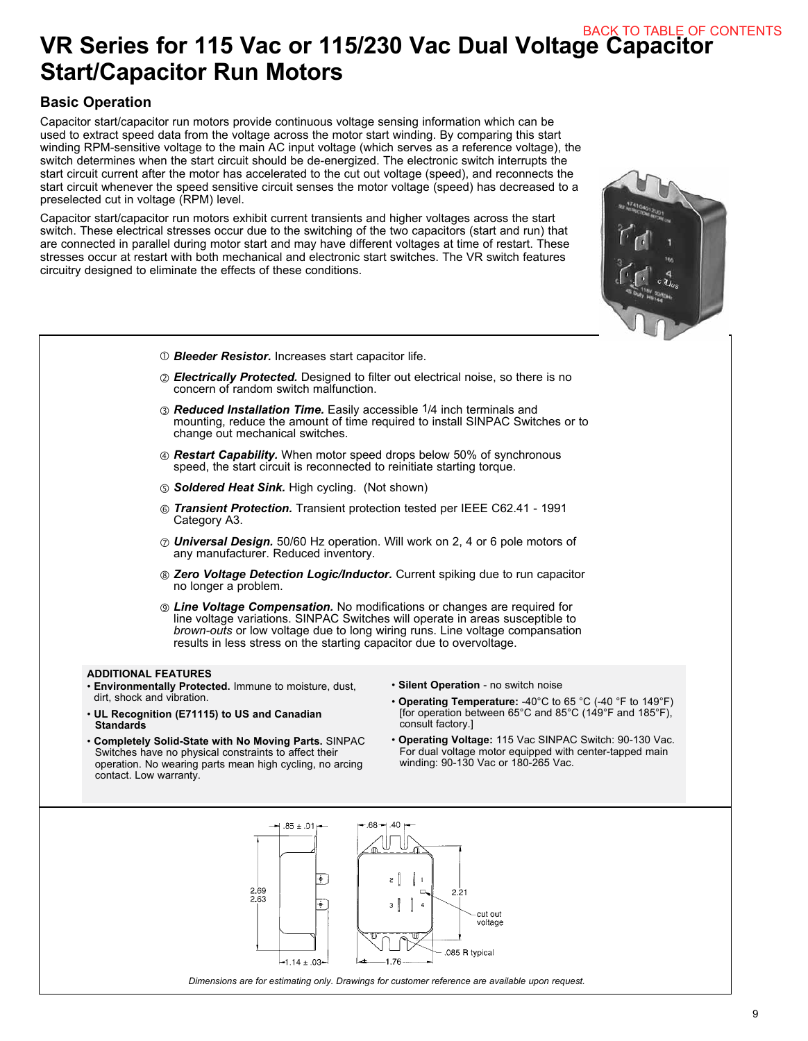BACK TO TABLE OF CONTENTS

# VR Series for 115 Vac or 115/230 Vac Dual Voltage Capacitor Start/Capacitor Run Motors

## Basic Operation

Capacitor start/capacitor run motors provide continuous voltage sensing information which can be used to extract speed data from the voltage across the motor start winding. By comparing this start winding RPM-sensitive voltage to the main AC input voltage (which serves as a reference voltage), the switch determines when the start circuit should be de-energized. The electronic switch interrupts the start circuit current after the motor has accelerated to the cut out voltage (speed), and reconnects the start circuit whenever the speed sensitive circuit senses the motor voltage (speed) has decreased to a preselected cut in voltage (RPM) level.

Capacitor start/capacitor run motors exhibit current transients and higher voltages across the start switch. These electrical stresses occur due to the switching of the two capacitors (start and run) that are connected in parallel during motor start and may have different voltages at time of restart. These stresses occur at restart with both mechanical and electronic start switches. The VR switch features circuitry designed to eliminate the effects of these conditions.

① ***Bleeder Resistor.*** Increases start capacitor life.

② ***Electrically Protected.*** Designed to filter out electrical noise, so there is no concern of random switch malfunction.

③ ***Reduced Installation Time.*** Easily accessible 1/4 inch terminals and mounting, reduce the amount of time required to install SINPAC Switches or to change out mechanical switches.

④ ***Restart Capability.*** When motor speed drops below 50% of synchronous speed, the start circuit is reconnected to reinitiate starting torque.

⑤ ***Soldered Heat Sink.*** High cycling. (Not shown)

⑥ ***Transient Protection.*** Transient protection tested per IEEE C62.41 - 1991 Category A3.

⑦ ***Universal Design.*** 50/60 Hz operation. Will work on 2, 4 or 6 pole motors of any manufacturer. Reduced inventory.

⑧ ***Zero Voltage Detection Logic/Inductor.*** Current spiking due to run capacitor no longer a problem.

⑨ ***Line Voltage Compensation.*** No modifications or changes are required for line voltage variations. SINPAC Switches will operate in areas susceptible to *brown-outs* or low voltage due to long wiring runs. Line voltage compensation results in less stress on the starting capacitor due to overvoltage.

**ADDITIONAL FEATURES**

- **Environmentally Protected.** Immune to moisture, dust, dirt, shock and vibration.
- **UL Recognition (E71115) to US and Canadian Standards**
- **Completely Solid-State with No Moving Parts.** SINPAC Switches have no physical constraints to affect their operation. No wearing parts mean high cycling, no arcing contact. Low warranty.
- **Silent Operation** - no switch noise
- **Operating Temperature:** -40°C to 65 °C (-40 °F to 149°F) [for operation between 65°C and 85°C (149°F and 185°F), consult factory.]
- **Operating Voltage:** 115 Vac SINPAC Switch: 90-130 Vac. For dual voltage motor equipped with center-tapped main winding: 90-130 Vac or 180-265 Vac.

*Dimensions are for estimating only. Drawings for customer reference are available upon request.*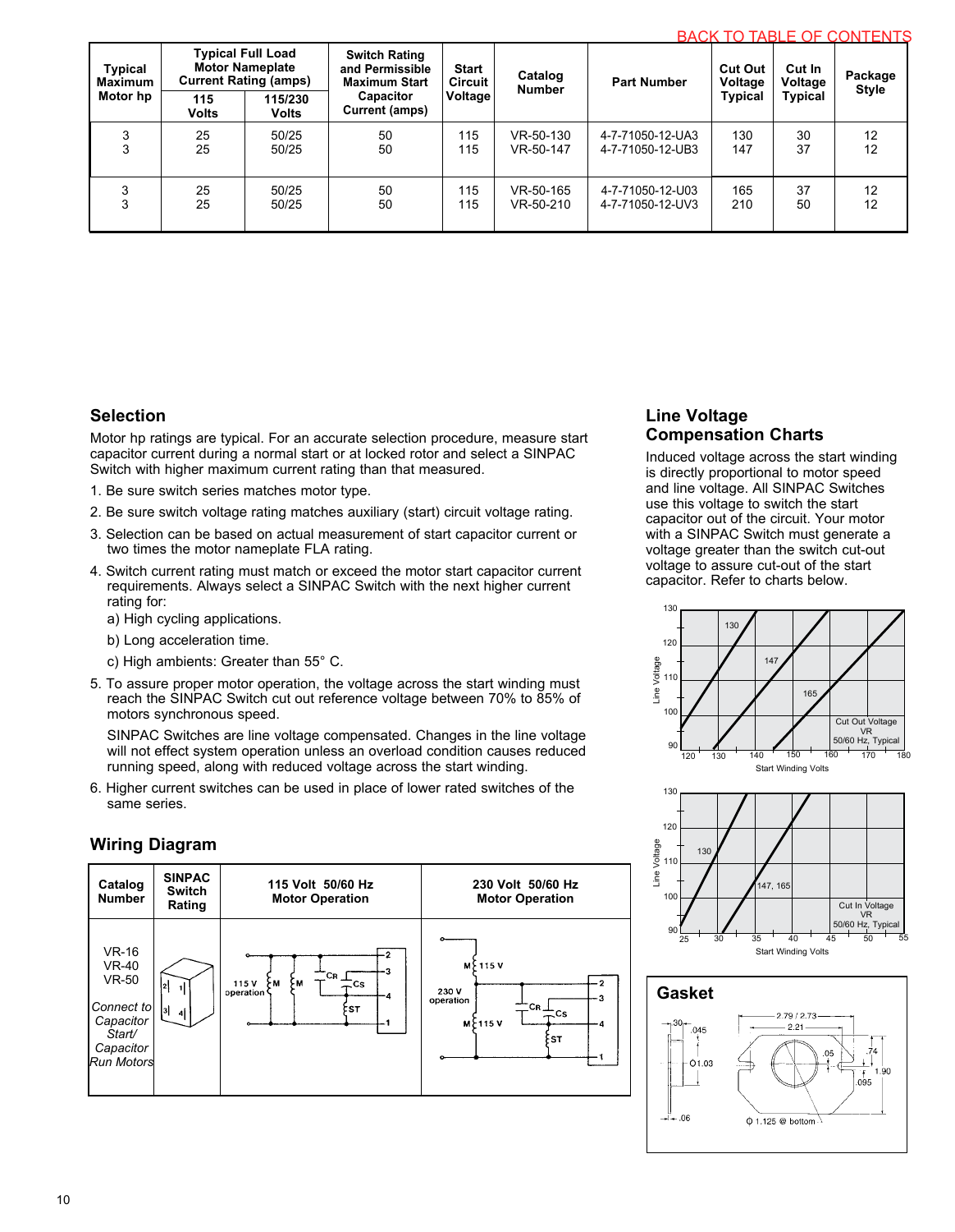BACK TO TABLE OF CONTENTS

| Typical Maximum Motor hp | Typical Full Load Motor Nameplate Current Rating (amps) | | Switch Rating and Permissible Maximum Start Capacitor Current (amps) | Start Circuit Voltage | Catalog Number | Part Number | Cut Out Voltage Typical | Cut In Voltage Typical | Package Style |
|---|---|---|---|---|---|---|---|---|---|
| | 115 Volts | 115/230 Volts | | | | | | | |
| 3 | 25 | 50/25 | 50 | 115 | VR-50-130 | 4-7-71050-12-UA3 | 130 | 30 | 12 |
| 3 | 25 | 50/25 | 50 | 115 | VR-50-147 | 4-7-71050-12-UB3 | 147 | 37 | 12 |
| 3 | 25 | 50/25 | 50 | 115 | VR-50-165 | 4-7-71050-12-U03 | 165 | 37 | 12 |
| 3 | 25 | 50/25 | 50 | 115 | VR-50-210 | 4-7-71050-12-UV3 | 210 | 50 | 12 |

## Selection

Motor hp ratings are typical. For an accurate selection procedure, measure start capacitor current during a normal start or at locked rotor and select a SINPAC Switch with higher maximum current rating than that measured.

1. Be sure switch series matches motor type.
2. Be sure switch voltage rating matches auxiliary (start) circuit voltage rating.
3. Selection can be based on actual measurement of start capacitor current or two times the motor nameplate FLA rating.
4. Switch current rating must match or exceed the motor start capacitor current requirements. Always select a SINPAC Switch with the next higher current rating for:
   a) High cycling applications.
   b) Long acceleration time.
   c) High ambients: Greater than 55° C.
5. To assure proper motor operation, the voltage across the start winding must reach the SINPAC Switch cut out reference voltage between 70% to 85% of motors synchronous speed.

   SINPAC Switches are line voltage compensated. Changes in the line voltage will not effect system operation unless an overload condition causes reduced running speed, along with reduced voltage across the start winding.
6. Higher current switches can be used in place of lower rated switches of the same series.

## Wiring Diagram

| Catalog Number | SINPAC Switch Rating | 115 Volt 50/60 Hz Motor Operation | 230 Volt 50/60 Hz Motor Operation |
|---|---|---|---|
| VR-16<br>VR-40<br>VR-50<br>*Connect to Capacitor Start/ Capacitor Run Motors* | | 115 V operation | 230 V operation |

## Line Voltage Compensation Charts

Induced voltage across the start winding is directly proportional to motor speed and line voltage. All SINPAC Switches use this voltage to switch the start capacitor out of the circuit. Your motor with a SINPAC Switch must generate a voltage greater than the switch cut-out voltage to assure cut-out of the start capacitor. Refer to charts below.

Cut Out Voltage VR 50/60 Hz, Typical (Line Voltage vs. Start Winding Volts; curves 130, 147, 165)

Cut In Voltage VR 50/60 Hz, Typical (Line Voltage vs. Start Winding Volts; curves 130; 147, 165)

## Gasket

Dimensions: 2.79 / 2.73, 2.21, .30, .045, Ø 1.03, .05, .74, 1.90, .095, .06, Ø 1.125 @ bottom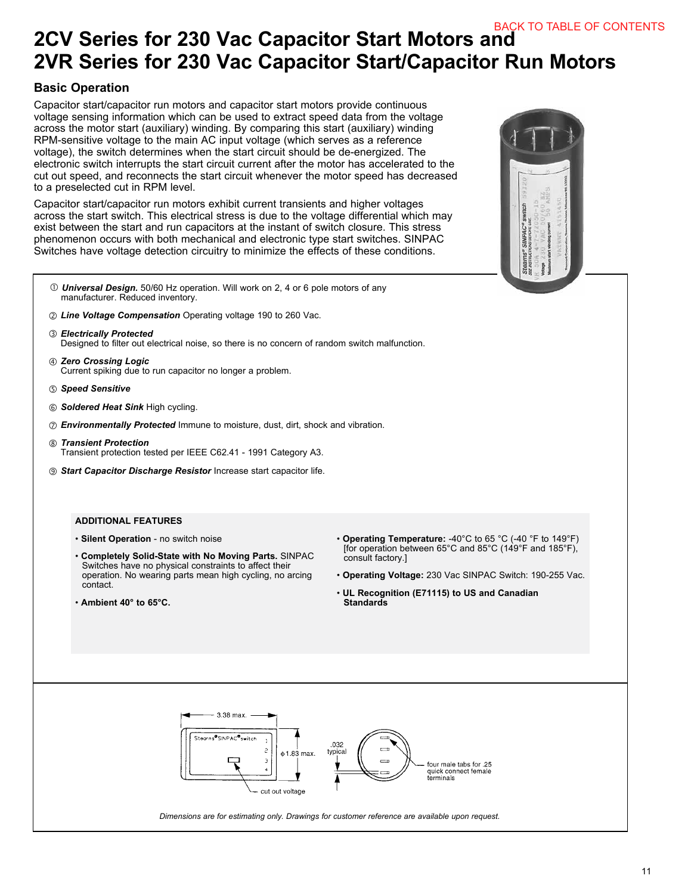BACK TO TABLE OF CONTENTS

# 2CV Series for 230 Vac Capacitor Start Motors and 2VR Series for 230 Vac Capacitor Start/Capacitor Run Motors

## Basic Operation

Capacitor start/capacitor run motors and capacitor start motors provide continuous voltage sensing information which can be used to extract speed data from the voltage across the motor start (auxiliary) winding. By comparing this start (auxiliary) winding RPM-sensitive voltage to the main AC input voltage (which serves as a reference voltage), the switch determines when the start circuit should be de-energized. The electronic switch interrupts the start circuit current after the motor has accelerated to the cut out speed, and reconnects the start circuit whenever the motor speed has decreased to a preselected cut in RPM level.

Capacitor start/capacitor run motors exhibit current transients and higher voltages across the start switch. This electrical stress is due to the voltage differential which may exist between the start and run capacitors at the instant of switch closure. This stress phenomenon occurs with both mechanical and electronic type start switches. SINPAC Switches have voltage detection circuitry to minimize the effects of these conditions.

① ***Universal Design.*** 50/60 Hz operation. Will work on 2, 4 or 6 pole motors of any manufacturer. Reduced inventory.

② ***Line Voltage Compensation*** Operating voltage 190 to 260 Vac.

③ ***Electrically Protected***
Designed to filter out electrical noise, so there is no concern of random switch malfunction.

④ ***Zero Crossing Logic***
Current spiking due to run capacitor no longer a problem.

⑤ ***Speed Sensitive***

⑥ ***Soldered Heat Sink*** High cycling.

⑦ ***Environmentally Protected*** Immune to moisture, dust, dirt, shock and vibration.

⑧ ***Transient Protection***
Transient protection tested per IEEE C62.41 - 1991 Category A3.

⑨ ***Start Capacitor Discharge Resistor*** Increase start capacitor life.

### ADDITIONAL FEATURES

- **Silent Operation** - no switch noise
- **Completely Solid-State with No Moving Parts.** SINPAC Switches have no physical constraints to affect their operation. No wearing parts mean high cycling, no arcing contact.
- **Ambient 40° to 65°C.**
- **Operating Temperature:** -40°C to 65 °C (-40 °F to 149°F) [for operation between 65°C and 85°C (149°F and 185°F), consult factory.]
- **Operating Voltage:** 230 Vac SINPAC Switch: 190-255 Vac.
- **UL Recognition (E71115) to US and Canadian Standards**

3.38 max.

Stearns® SINPAC® switch

ϕ1.83 max.

.032 typical

four male tabs for .25 quick connect female terminals

cut out voltage

*Dimensions are for estimating only. Drawings for customer reference are available upon request.*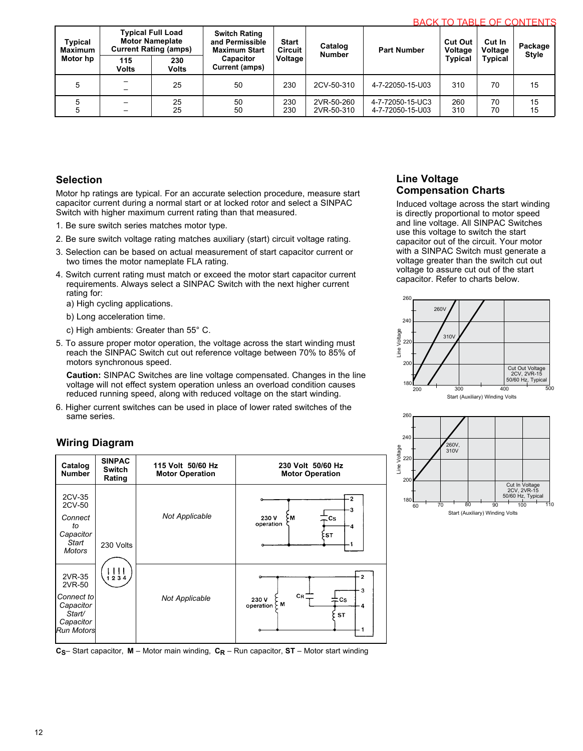| Typical Maximum Motor hp | Typical Full Load Motor Nameplate Current Rating (amps) | | Switch Rating and Permissible Maximum Start Capacitor Current (amps) | Start Circuit Voltage | Catalog Number | Part Number | Cut Out Voltage Typical | Cut In Voltage Typical | Package Style |
|---|---|---|---|---|---|---|---|---|---|
| | 115 Volts | 230 Volts | | | | | | | |
| 5 | – | 25 | 50 | 230 | 2CV-50-310 | 4-7-22050-15-U03 | 310 | 70 | 15 |
| 5 | – | 25 | 50 | 230 | 2VR-50-260 | 4-7-72050-15-UC3 | 260 | 70 | 15 |
| 5 | – | 25 | 50 | 230 | 2VR-50-310 | 4-7-72050-15-U03 | 310 | 70 | 15 |

## Selection

Motor hp ratings are typical. For an accurate selection procedure, measure start capacitor current during a normal start or at locked rotor and select a SINPAC Switch with higher maximum current rating than that measured.

1. Be sure switch series matches motor type.
2. Be sure switch voltage rating matches auxiliary (start) circuit voltage rating.
3. Selection can be based on actual measurement of start capacitor current or two times the motor nameplate FLA rating.
4. Switch current rating must match or exceed the motor start capacitor current requirements. Always select a SINPAC Switch with the next higher current rating for:
   a) High cycling applications.
   b) Long acceleration time.
   c) High ambients: Greater than 55° C.
5. To assure proper motor operation, the voltage across the start winding must reach the SINPAC Switch cut out reference voltage between 70% to 85% of motors synchronous speed.

   **Caution:** SINPAC Switches are line voltage compensated. Changes in the line voltage will not effect system operation unless an overload condition causes reduced running speed, along with reduced voltage on the start winding.
6. Higher current switches can be used in place of lower rated switches of the same series.

## Wiring Diagram

| Catalog Number | SINPAC Switch Rating | 115 Volt 50/60 Hz Motor Operation | 230 Volt 50/60 Hz Motor Operation |
|---|---|---|---|
| 2CV-35<br>2CV-50<br>*Connect to Capacitor Start Motors* | 230 Volts | *Not Applicable* | 230 V operation (M, CS, ST; terminals 2, 3, 4, 1) |
| 2VR-35<br>2VR-50<br>*Connect to Capacitor Start/ Capacitor Run Motors* | 1 2 3 4 | *Not Applicable* | 230 V operation (M, CR, CS, ST; terminals 2, 3, 4, 1) |

$C_S$ – Start capacitor, **M** – Motor main winding, $C_R$ – Run capacitor, **ST** – Motor start winding

## Line Voltage Compensation Charts

Induced voltage across the start winding is directly proportional to motor speed and line voltage. All SINPAC Switches use this voltage to switch the start capacitor out of the circuit. Your motor with a SINPAC Switch must generate a voltage greater than the switch cut out voltage to assure cut out of the start capacitor. Refer to charts below.

Cut Out Voltage 2CV, 2VR-15 50/60 Hz, Typical (Line Voltage 180–260 vs. Start (Auxiliary) Winding Volts 200–500; curves 260V, 310V)

Cut In Voltage 2CV, 2VR-15 50/60 Hz, Typical (Line Voltage 180–260 vs. Start (Auxiliary) Winding Volts 60–110; curve 260V, 310V)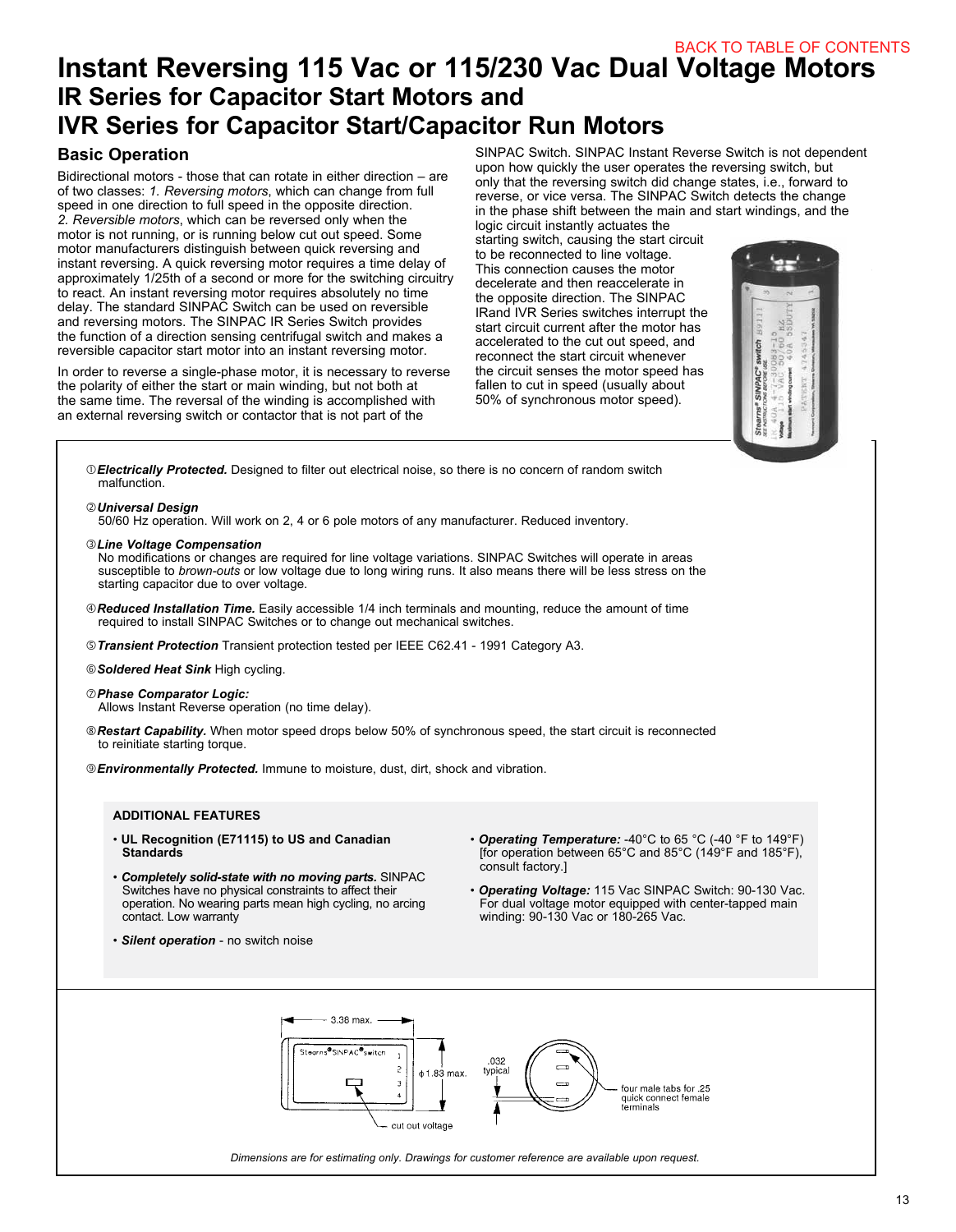BACK TO TABLE OF CONTENTS

# Instant Reversing 115 Vac or 115/230 Vac Dual Voltage Motors

## IR Series for Capacitor Start Motors and IVR Series for Capacitor Start/Capacitor Run Motors

### Basic Operation

Bidirectional motors - those that can rotate in either direction – are of two classes: *1. Reversing motors*, which can change from full speed in one direction to full speed in the opposite direction. *2. Reversible motors*, which can be reversed only when the motor is not running, or is running below cut out speed. Some motor manufacturers distinguish between quick reversing and instant reversing. A quick reversing motor requires a time delay of approximately 1/25th of a second or more for the switching circuitry to react. An instant reversing motor requires absolutely no time delay. The standard SINPAC Switch can be used on reversible and reversing motors. The SINPAC IR Series Switch provides the function of a direction sensing centrifugal switch and makes a reversible capacitor start motor into an instant reversing motor.

In order to reverse a single-phase motor, it is necessary to reverse the polarity of either the start or main winding, but not both at the same time. The reversal of the winding is accomplished with an external reversing switch or contactor that is not part of the SINPAC Switch. SINPAC Instant Reverse Switch is not dependent upon how quickly the user operates the reversing switch, but only that the reversing switch did change states, i.e., forward to reverse, or vice versa. The SINPAC Switch detects the change in the phase shift between the main and start windings, and the logic circuit instantly actuates the starting switch, causing the start circuit to be reconnected to line voltage. This connection causes the motor decelerate and then reaccelerate in the opposite direction. The SINPAC IRand IVR Series switches interrupt the start circuit current after the motor has accelerated to the cut out speed, and reconnect the start circuit whenever the circuit senses the motor speed has fallen to cut in speed (usually about 50% of synchronous motor speed).

① ***Electrically Protected.*** Designed to filter out electrical noise, so there is no concern of random switch malfunction.

② ***Universal Design***
50/60 Hz operation. Will work on 2, 4 or 6 pole motors of any manufacturer. Reduced inventory.

③ ***Line Voltage Compensation***
No modifications or changes are required for line voltage variations. SINPAC Switches will operate in areas susceptible to *brown-outs* or low voltage due to long wiring runs. It also means there will be less stress on the starting capacitor due to over voltage.

④ ***Reduced Installation Time.*** Easily accessible 1/4 inch terminals and mounting, reduce the amount of time required to install SINPAC Switches or to change out mechanical switches.

⑤ ***Transient Protection*** Transient protection tested per IEEE C62.41 - 1991 Category A3.

⑥ ***Soldered Heat Sink*** High cycling.

⑦ ***Phase Comparator Logic:***
Allows Instant Reverse operation (no time delay).

⑧ ***Restart Capability.*** When motor speed drops below 50% of synchronous speed, the start circuit is reconnected to reinitiate starting torque.

⑨ ***Environmentally Protected.*** Immune to moisture, dust, dirt, shock and vibration.

**ADDITIONAL FEATURES**

- **UL Recognition (E71115) to US and Canadian Standards**
- ***Completely solid-state with no moving parts.*** SINPAC Switches have no physical constraints to affect their operation. No wearing parts mean high cycling, no arcing contact. Low warranty
- ***Silent operation*** - no switch noise
- ***Operating Temperature:*** -40°C to 65 °C (-40 °F to 149°F) [for operation between 65°C and 85°C (149°F and 185°F), consult factory.]
- ***Operating Voltage:*** 115 Vac SINPAC Switch: 90-130 Vac. For dual voltage motor equipped with center-tapped main winding: 90-130 Vac or 180-265 Vac.

3.38 max. ϕ1.83 max. .032 typical. cut out voltage. four male tabs for .25 quick connect female terminals

*Dimensions are for estimating only. Drawings for customer reference are available upon request.*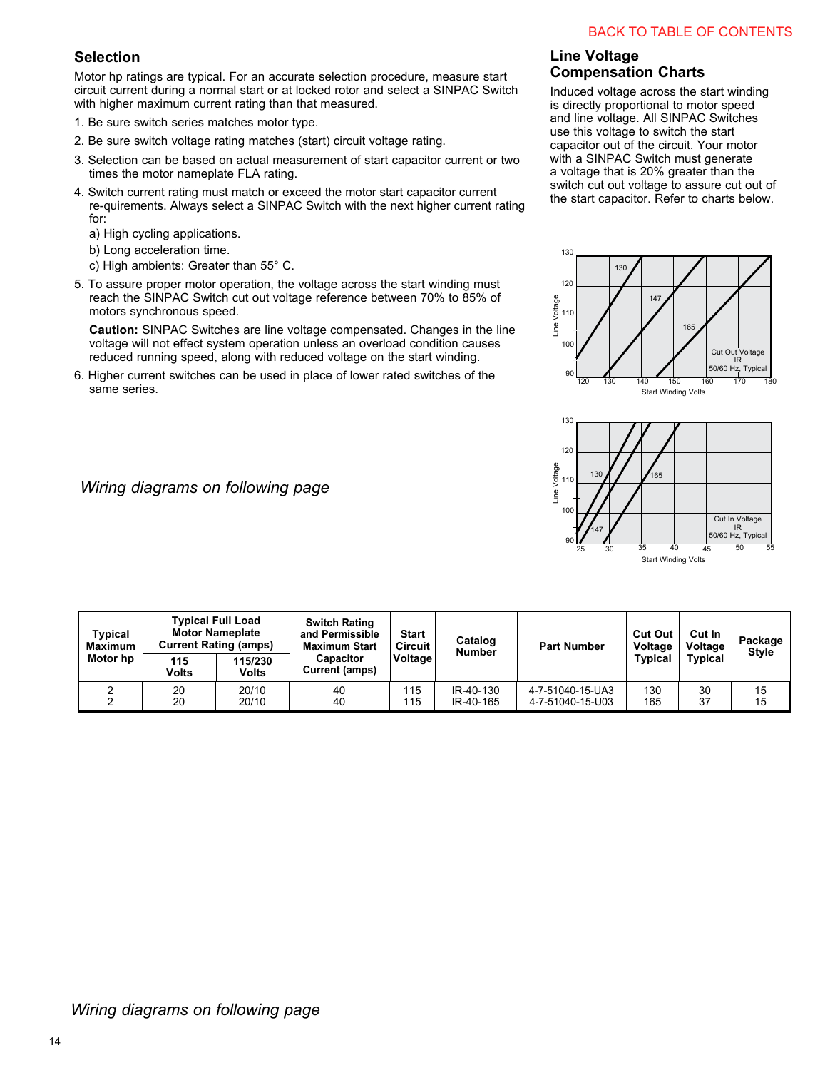## Selection

Motor hp ratings are typical. For an accurate selection procedure, measure start circuit current during a normal start or at locked rotor and select a SINPAC Switch with higher maximum current rating than that measured.

1. Be sure switch series matches motor type.
2. Be sure switch voltage rating matches (start) circuit voltage rating.
3. Selection can be based on actual measurement of start capacitor current or two times the motor nameplate FLA rating.
4. Switch current rating must match or exceed the motor start capacitor current re-quirements. Always select a SINPAC Switch with the next higher current rating for:
   a) High cycling applications.
   b) Long acceleration time.
   c) High ambients: Greater than 55° C.
5. To assure proper motor operation, the voltage across the start winding must reach the SINPAC Switch cut out voltage reference between 70% to 85% of motors synchronous speed.

   **Caution:** SINPAC Switches are line voltage compensated. Changes in the line voltage will not effect system operation unless an overload condition causes reduced running speed, along with reduced voltage on the start winding.
6. Higher current switches can be used in place of lower rated switches of the same series.

## Line Voltage Compensation Charts

Induced voltage across the start winding is directly proportional to motor speed and line voltage. All SINPAC Switches use this voltage to switch the start capacitor out of the circuit. Your motor with a SINPAC Switch must generate a voltage that is 20% greater than the switch cut out voltage to assure cut out of the start capacitor. Refer to charts below.

| Typical Maximum Motor hp | Typical Full Load Motor Nameplate Current Rating (amps) | | Switch Rating and Permissible Maximum Start Capacitor Current (amps) | Start Circuit Voltage | Catalog Number | Part Number | Cut Out Voltage Typical | Cut In Voltage Typical | Package Style |
|---|---|---|---|---|---|---|---|---|---|
| | 115 Volts | 115/230 Volts | | | | | | | |
| 2 | 20 | 20/10 | 40 | 115 | IR-40-130 | 4-7-51040-15-UA3 | 130 | 30 | 15 |
| 2 | 20 | 20/10 | 40 | 115 | IR-40-165 | 4-7-51040-15-U03 | 165 | 37 | 15 |

*Wiring diagrams on following page*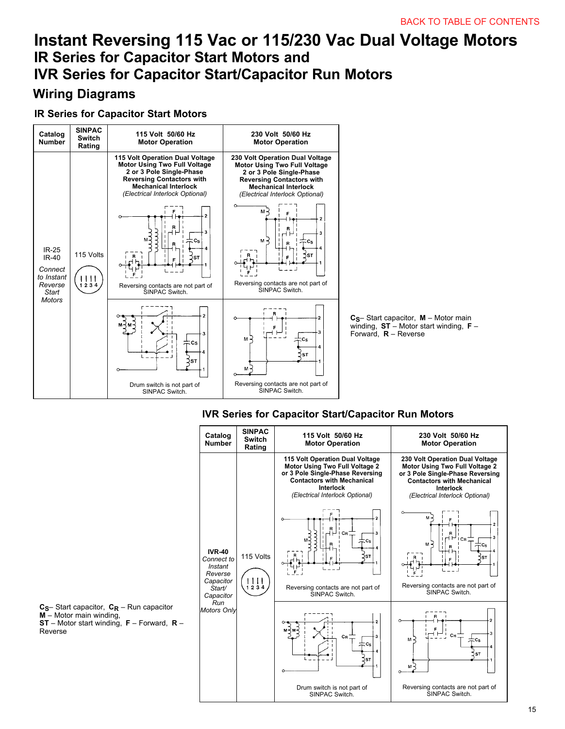BACK TO TABLE OF CONTENTS

# Instant Reversing 115 Vac or 115/230 Vac Dual Voltage Motors
## IR Series for Capacitor Start Motors and
## IVR Series for Capacitor Start/Capacitor Run Motors

## Wiring Diagrams

### IR Series for Capacitor Start Motors

| Catalog Number | SINPAC Switch Rating | 115 Volt 50/60 Hz Motor Operation | 230 Volt 50/60 Hz Motor Operation |
|---|---|---|---|
| IR-25<br>IR-40<br>*Connect to Instant Reverse Start Motors* | 115 Volts<br>1 2 3 4 | **115 Volt Operation Dual Voltage Motor Using Two Full Voltage 2 or 3 Pole Single-Phase Reversing Contactors with Mechanical Interlock**<br>*(Electrical Interlock Optional)*<br>Reversing contacts are not part of SINPAC Switch. | **230 Volt Operation Dual Voltage Motor Using Two Full Voltage 2 or 3 Pole Single-Phase Reversing Contactors with Mechanical Interlock**<br>*(Electrical Interlock Optional)*<br>Reversing contacts are not part of SINPAC Switch. |
| | | Drum switch is not part of SINPAC Switch. | Reversing contacts are not part of SINPAC Switch. |

$C_S$ – Start capacitor, **M** – Motor main winding, **ST** – Motor start winding, **F** – Forward, **R** – Reverse

### IVR Series for Capacitor Start/Capacitor Run Motors

| Catalog Number | SINPAC Switch Rating | 115 Volt 50/60 Hz Motor Operation | 230 Volt 50/60 Hz Motor Operation |
|---|---|---|---|
| **IVR-40**<br>*Connect to Instant Reverse Capacitor Start/ Capacitor Run Motors Only* | 115 Volts<br>1 2 3 4 | **115 Volt Operation Dual Voltage Motor Using Two Full Voltage 2 or 3 Pole Single-Phase Reversing Contactors with Mechanical Interlock**<br>*(Electrical Interlock Optional)*<br>Reversing contacts are not part of SINPAC Switch. | **230 Volt Operation Dual Voltage Motor Using Two Full Voltage 2 or 3 Pole Single-Phase Reversing Contactors with Mechanical Interlock**<br>*(Electrical Interlock Optional)*<br>Reversing contacts are not part of SINPAC Switch. |
| | | Drum switch is not part of SINPAC Switch. | Reversing contacts are not part of SINPAC Switch. |

$C_S$ – Start capacitor, $C_R$ – Run capacitor
**M** – Motor main winding,
**ST** – Motor start winding, **F** – Forward, **R** – Reverse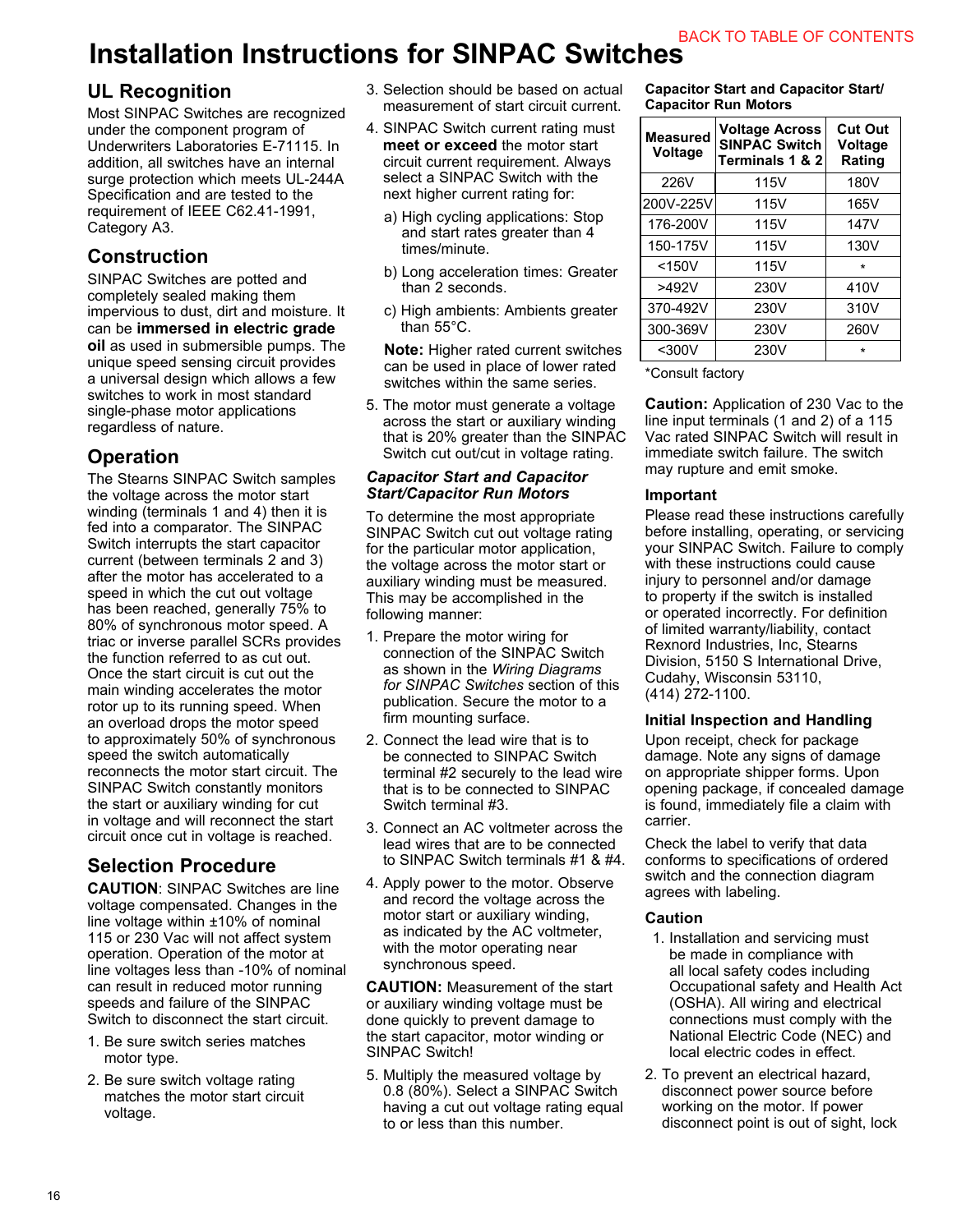# Installation Instructions for SINPAC Switches

BACK TO TABLE OF CONTENTS

## UL Recognition

Most SINPAC Switches are recognized under the component program of Underwriters Laboratories E-71115. In addition, all switches have an internal surge protection which meets UL-244A Specification and are tested to the requirement of IEEE C62.41-1991, Category A3.

## Construction

SINPAC Switches are potted and completely sealed making them impervious to dust, dirt and moisture. It can be **immersed in electric grade oil** as used in submersible pumps. The unique speed sensing circuit provides a universal design which allows a few switches to work in most standard single-phase motor applications regardless of nature.

## Operation

The Stearns SINPAC Switch samples the voltage across the motor start winding (terminals 1 and 4) then it is fed into a comparator. The SINPAC Switch interrupts the start capacitor current (between terminals 2 and 3) after the motor has accelerated to a speed in which the cut out voltage has been reached, generally 75% to 80% of synchronous motor speed. A triac or inverse parallel SCRs provides the function referred to as cut out. Once the start circuit is cut out the main winding accelerates the motor rotor up to its running speed. When an overload drops the motor speed to approximately 50% of synchronous speed the switch automatically reconnects the motor start circuit. The SINPAC Switch constantly monitors the start or auxiliary winding for cut in voltage and will reconnect the start circuit once cut in voltage is reached.

## Selection Procedure

**CAUTION**: SINPAC Switches are line voltage compensated. Changes in the line voltage within ±10% of nominal 115 or 230 Vac will not affect system operation. Operation of the motor at line voltages less than -10% of nominal can result in reduced motor running speeds and failure of the SINPAC Switch to disconnect the start circuit.

1. Be sure switch series matches motor type.
2. Be sure switch voltage rating matches the motor start circuit voltage.
3. Selection should be based on actual measurement of start circuit current.
4. SINPAC Switch current rating must **meet or exceed** the motor start circuit current requirement. Always select a SINPAC Switch with the next higher current rating for:
   a) High cycling applications: Stop and start rates greater than 4 times/minute.
   b) Long acceleration times: Greater than 2 seconds.
   c) High ambients: Ambients greater than 55°C.

   **Note:** Higher rated current switches can be used in place of lower rated switches within the same series.
5. The motor must generate a voltage across the start or auxiliary winding that is 20% greater than the SINPAC Switch cut out/cut in voltage rating.

### *Capacitor Start and Capacitor Start/Capacitor Run Motors*

To determine the most appropriate SINPAC Switch cut out voltage rating for the particular motor application, the voltage across the motor start or auxiliary winding must be measured. This may be accomplished in the following manner:

1. Prepare the motor wiring for connection of the SINPAC Switch as shown in the *Wiring Diagrams for SINPAC Switches* section of this publication. Secure the motor to a firm mounting surface.
2. Connect the lead wire that is to be connected to SINPAC Switch terminal #2 securely to the lead wire that is to be connected to SINPAC Switch terminal #3.
3. Connect an AC voltmeter across the lead wires that are to be connected to SINPAC Switch terminals #1 & #4.
4. Apply power to the motor. Observe and record the voltage across the motor start or auxiliary winding, as indicated by the AC voltmeter, with the motor operating near synchronous speed.

**CAUTION:** Measurement of the start or auxiliary winding voltage must be done quickly to prevent damage to the start capacitor, motor winding or SINPAC Switch!

5. Multiply the measured voltage by 0.8 (80%). Select a SINPAC Switch having a cut out voltage rating equal to or less than this number.

**Capacitor Start and Capacitor Start/ Capacitor Run Motors**

| Measured Voltage | Voltage Across SINPAC Switch Terminals 1 & 2 | Cut Out Voltage Rating |
|---|---|---|
| 226V | 115V | 180V |
| 200V-225V | 115V | 165V |
| 176-200V | 115V | 147V |
| 150-175V | 115V | 130V |
| <150V | 115V | * |
| >492V | 230V | 410V |
| 370-492V | 230V | 310V |
| 300-369V | 230V | 260V |
| <300V | 230V | * |

*Consult factory

**Caution:** Application of 230 Vac to the line input terminals (1 and 2) of a 115 Vac rated SINPAC Switch will result in immediate switch failure. The switch may rupture and emit smoke.

### Important

Please read these instructions carefully before installing, operating, or servicing your SINPAC Switch. Failure to comply with these instructions could cause injury to personnel and/or damage to property if the switch is installed or operated incorrectly. For definition of limited warranty/liability, contact Rexnord Industries, Inc, Stearns Division, 5150 S International Drive, Cudahy, Wisconsin 53110, (414) 272-1100.

### Initial Inspection and Handling

Upon receipt, check for package damage. Note any signs of damage on appropriate shipper forms. Upon opening package, if concealed damage is found, immediately file a claim with carrier.

Check the label to verify that data conforms to specifications of ordered switch and the connection diagram agrees with labeling.

### Caution

1. Installation and servicing must be made in compliance with all local safety codes including Occupational safety and Health Act (OSHA). All wiring and electrical connections must comply with the National Electric Code (NEC) and local electric codes in effect.
2. To prevent an electrical hazard, disconnect power source before working on the motor. If power disconnect point is out of sight, lock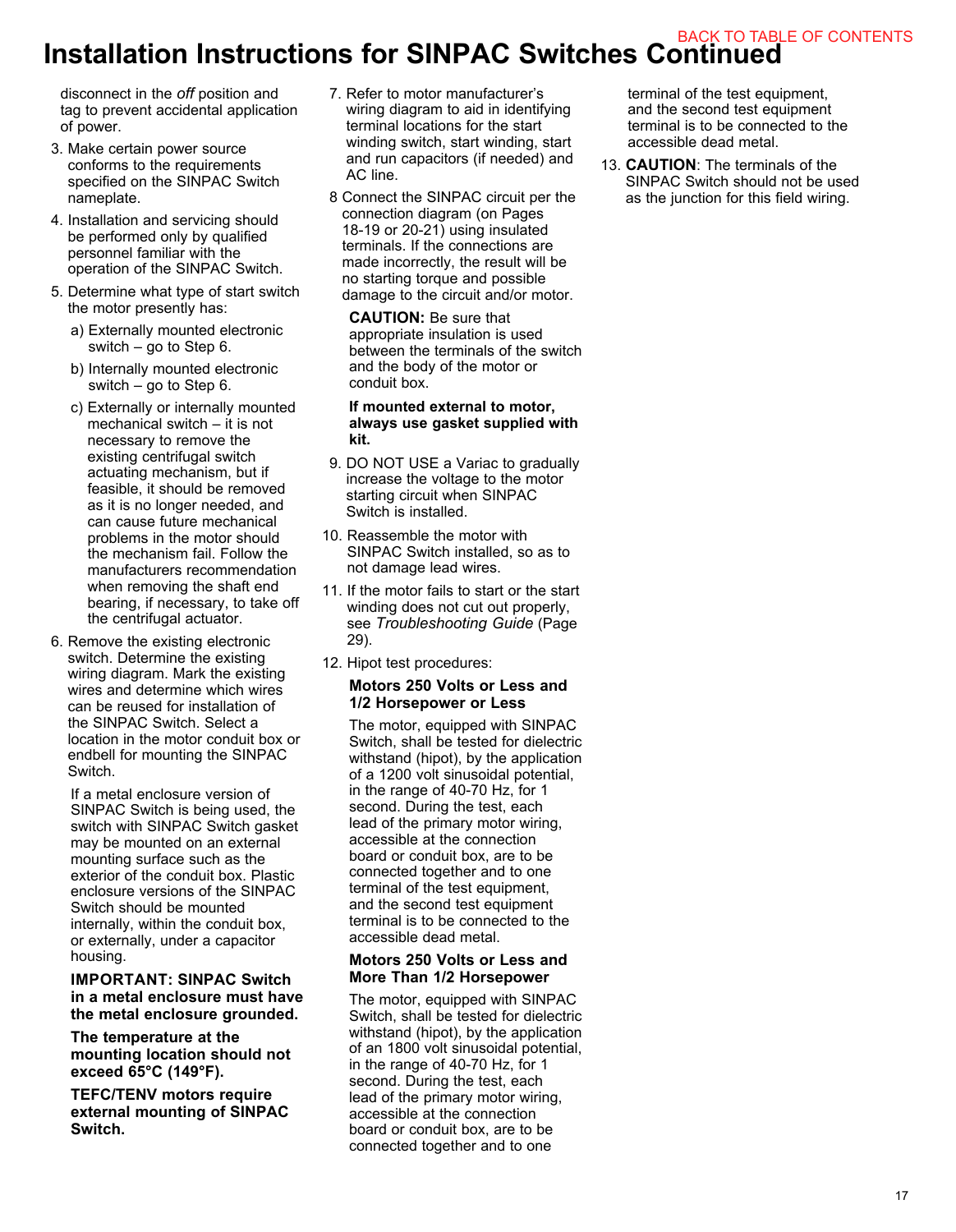# Installation Instructions for SINPAC Switches Continued

disconnect in the *off* position and tag to prevent accidental application of power.

3. Make certain power source conforms to the requirements specified on the SINPAC Switch nameplate.
4. Installation and servicing should be performed only by qualified personnel familiar with the operation of the SINPAC Switch.
5. Determine what type of start switch the motor presently has:
   a) Externally mounted electronic switch – go to Step 6.
   b) Internally mounted electronic switch – go to Step 6.
   c) Externally or internally mounted mechanical switch – it is not necessary to remove the existing centrifugal switch actuating mechanism, but if feasible, it should be removed as it is no longer needed, and can cause future mechanical problems in the motor should the mechanism fail. Follow the manufacturers recommendation when removing the shaft end bearing, if necessary, to take off the centrifugal actuator.
6. Remove the existing electronic switch. Determine the existing wiring diagram. Mark the existing wires and determine which wires can be reused for installation of the SINPAC Switch. Select a location in the motor conduit box or endbell for mounting the SINPAC Switch.

   If a metal enclosure version of SINPAC Switch is being used, the switch with SINPAC Switch gasket may be mounted on an external mounting surface such as the exterior of the conduit box. Plastic enclosure versions of the SINPAC Switch should be mounted internally, within the conduit box, or externally, under a capacitor housing.

   **IMPORTANT: SINPAC Switch in a metal enclosure must have the metal enclosure grounded.**

   **The temperature at the mounting location should not exceed 65°C (149°F).**

   **TEFC/TENV motors require external mounting of SINPAC Switch.**

7. Refer to motor manufacturer's wiring diagram to aid in identifying terminal locations for the start winding switch, start winding, start and run capacitors (if needed) and AC line.
8. Connect the SINPAC circuit per the connection diagram (on Pages 18-19 or 20-21) using insulated terminals. If the connections are made incorrectly, the result will be no starting torque and possible damage to the circuit and/or motor.

   **CAUTION:** Be sure that appropriate insulation is used between the terminals of the switch and the body of the motor or conduit box.

   **If mounted external to motor, always use gasket supplied with kit.**

9. DO NOT USE a Variac to gradually increase the voltage to the motor starting circuit when SINPAC Switch is installed.
10. Reassemble the motor with SINPAC Switch installed, so as to not damage lead wires.
11. If the motor fails to start or the start winding does not cut out properly, see *Troubleshooting Guide* (Page 29).
12. Hipot test procedures:

    **Motors 250 Volts or Less and 1/2 Horsepower or Less**

    The motor, equipped with SINPAC Switch, shall be tested for dielectric withstand (hipot), by the application of a 1200 volt sinusoidal potential, in the range of 40-70 Hz, for 1 second. During the test, each lead of the primary motor wiring, accessible at the connection board or conduit box, are to be connected together and to one terminal of the test equipment, and the second test equipment terminal is to be connected to the accessible dead metal.

    **Motors 250 Volts or Less and More Than 1/2 Horsepower**

    The motor, equipped with SINPAC Switch, shall be tested for dielectric withstand (hipot), by the application of an 1800 volt sinusoidal potential, in the range of 40-70 Hz, for 1 second. During the test, each lead of the primary motor wiring, accessible at the connection board or conduit box, are to be connected together and to one terminal of the test equipment, and the second test equipment terminal is to be connected to the accessible dead metal.

13. **CAUTION**: The terminals of the SINPAC Switch should not be used as the junction for this field wiring.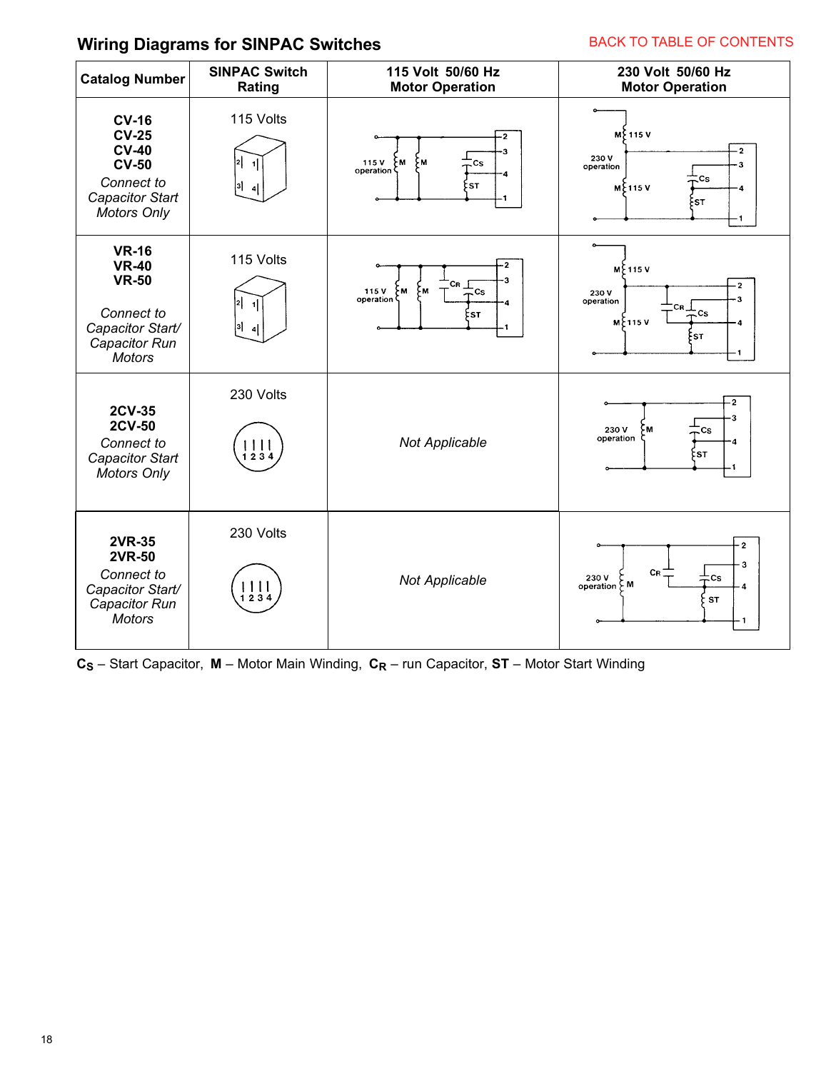## Wiring Diagrams for SINPAC Switches

BACK TO TABLE OF CONTENTS

| Catalog Number | SINPAC Switch Rating | 115 Volt 50/60 Hz Motor Operation | 230 Volt 50/60 Hz Motor Operation |
|---|---|---|---|
| **CV-16**<br>**CV-25**<br>**CV-40**<br>**CV-50**<br>*Connect to Capacitor Start Motors Only* | 115 Volts | | |
| **VR-16**<br>**VR-40**<br>**VR-50**<br>*Connect to Capacitor Start/ Capacitor Run Motors* | 115 Volts | | |
| **2CV-35**<br>**2CV-50**<br>*Connect to Capacitor Start Motors Only* | 230 Volts | *Not Applicable* | |
| **2VR-35**<br>**2VR-50**<br>*Connect to Capacitor Start/ Capacitor Run Motors* | 230 Volts | *Not Applicable* | |

$C_S$ – Start Capacitor, **M** – Motor Main Winding, $C_R$ – run Capacitor, **ST** – Motor Start Winding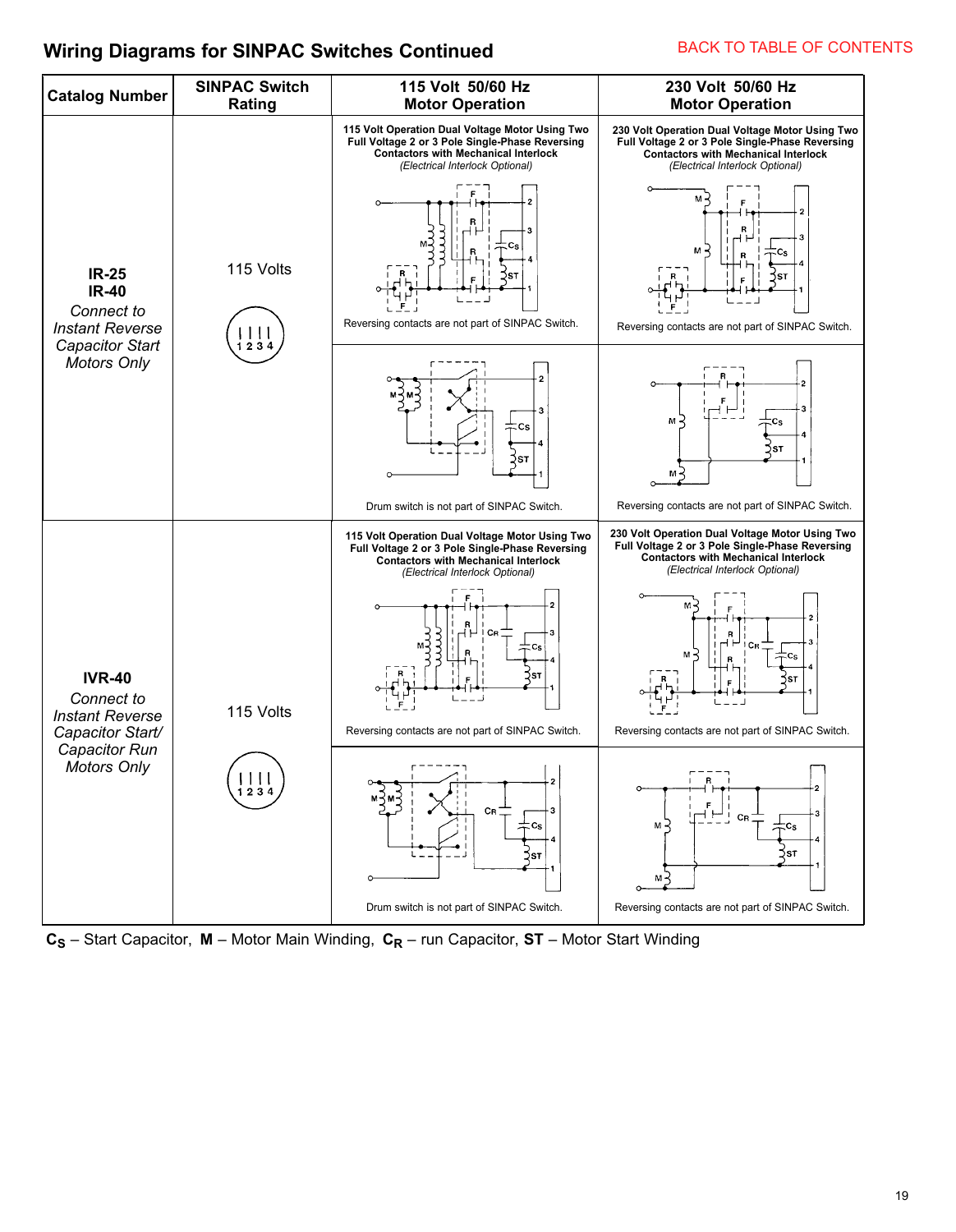## Wiring Diagrams for SINPAC Switches Continued

BACK TO TABLE OF CONTENTS

| Catalog Number | SINPAC Switch Rating | 115 Volt 50/60 Hz Motor Operation | 230 Volt 50/60 Hz Motor Operation |
|---|---|---|---|
| **IR-25** **IR-40** *Connect to Instant Reverse Capacitor Start Motors Only* | 115 Volts (1 2 3 4) | **115 Volt Operation Dual Voltage Motor Using Two Full Voltage 2 or 3 Pole Single-Phase Reversing Contactors with Mechanical Interlock** *(Electrical Interlock Optional)* Reversing contacts are not part of SINPAC Switch. | **230 Volt Operation Dual Voltage Motor Using Two Full Voltage 2 or 3 Pole Single-Phase Reversing Contactors with Mechanical Interlock** *(Electrical Interlock Optional)* Reversing contacts are not part of SINPAC Switch. |
| | | Drum switch is not part of SINPAC Switch. | Reversing contacts are not part of SINPAC Switch. |
| **IVR-40** *Connect to Instant Reverse Capacitor Start/ Capacitor Run Motors Only* | 115 Volts (1 2 3 4) | **115 Volt Operation Dual Voltage Motor Using Two Full Voltage 2 or 3 Pole Single-Phase Reversing Contactors with Mechanical Interlock** *(Electrical Interlock Optional)* Reversing contacts are not part of SINPAC Switch. | **230 Volt Operation Dual Voltage Motor Using Two Full Voltage 2 or 3 Pole Single-Phase Reversing Contactors with Mechanical Interlock** *(Electrical Interlock Optional)* Reversing contacts are not part of SINPAC Switch. |
| | | Drum switch is not part of SINPAC Switch. | Reversing contacts are not part of SINPAC Switch. |

$C_S$ – Start Capacitor, **M** – Motor Main Winding, $C_R$ – run Capacitor, **ST** – Motor Start Winding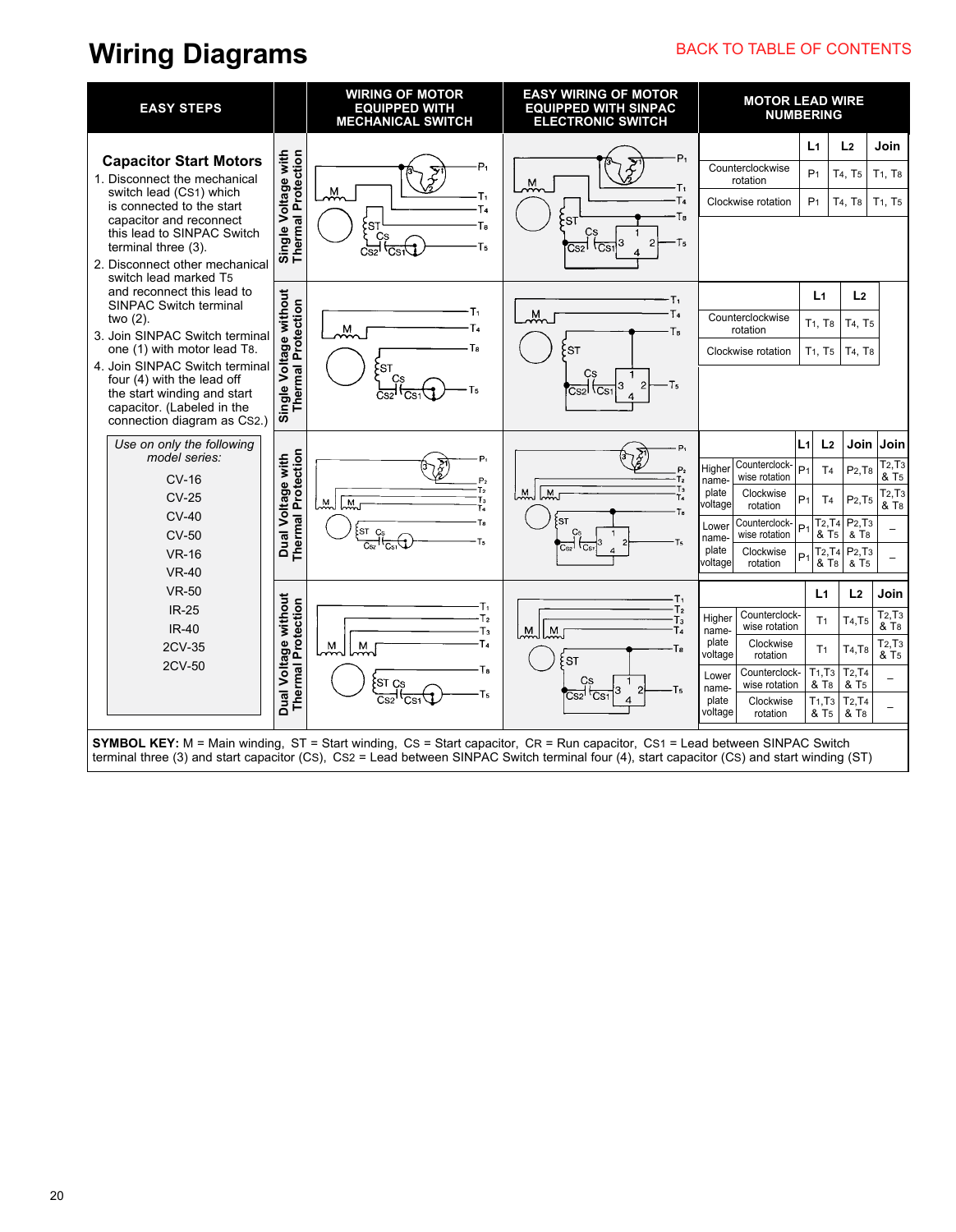# Wiring Diagrams

BACK TO TABLE OF CONTENTS

| EASY STEPS | | WIRING OF MOTOR EQUIPPED WITH MECHANICAL SWITCH | EASY WIRING OF MOTOR EQUIPPED WITH SINPAC ELECTRONIC SWITCH | MOTOR LEAD WIRE NUMBERING |
|---|---|---|---|---|

## Capacitor Start Motors

1. Disconnect the mechanical switch lead ($CS_1$) which is connected to the start capacitor and reconnect this lead to SINPAC Switch terminal three (3).
2. Disconnect other mechanical switch lead marked $T_5$ and reconnect this lead to SINPAC Switch terminal two (2).
3. Join SINPAC Switch terminal one (1) with motor lead $T_8$.
4. Join SINPAC Switch terminal four (4) with the lead off the start winding and start capacitor. (Labeled in the connection diagram as $CS_2$.)

*Use on only the following model series:*

CV-16
CV-25
CV-40
CV-50
VR-16
VR-40
VR-50
IR-25
IR-40
2CV-35
2CV-50

### Single Voltage with Thermal Protection

| | L1 | L2 | Join |
|---|---|---|---|
| Counterclockwise rotation | $P_1$ | $T_4$, $T_5$ | $T_1$, $T_8$ |
| Clockwise rotation | $P_1$ | $T_4$, $T_8$ | $T_1$, $T_5$ |

### Single Voltage without Thermal Protection

| | L1 | L2 |
|---|---|---|
| Counterclockwise rotation | $T_1$, $T_8$ | $T_4$, $T_5$ |
| Clockwise rotation | $T_1$, $T_5$ | $T_4$, $T_8$ |

### Dual Voltage with Thermal Protection

| | | L1 | L2 | Join | Join |
|---|---|---|---|---|---|
| Higher name-plate voltage | Counterclockwise rotation | $P_1$ | $T_4$ | $P_2$,$T_8$ | $T_2$,$T_3$ & $T_5$ |
| | Clockwise rotation | $P_1$ | $T_4$ | $P_2$,$T_5$ | $T_2$,$T_3$ & $T_8$ |
| Lower name-plate voltage | Counterclockwise rotation | $P_1$ | $T_2$,$T_4$ & $T_5$ | $P_2$,$T_3$ & $T_8$ | – |
| | Clockwise rotation | $P_1$ | $T_2$,$T_4$ & $T_8$ | $P_2$,$T_3$ & $T_5$ | – |

### Dual Voltage without Thermal Protection

| | | L1 | L2 | Join |
|---|---|---|---|---|
| Higher name-plate voltage | Counterclockwise rotation | $T_1$ | $T_4$,$T_5$ | $T_2$,$T_3$ & $T_8$ |
| | Clockwise rotation | $T_1$ | $T_4$,$T_8$ | $T_2$,$T_3$ & $T_5$ |
| Lower name-plate voltage | Counterclockwise rotation | $T_1$,$T_3$ & $T_8$ | $T_2$,$T_4$ & $T_5$ | – |
| | Clockwise rotation | $T_1$,$T_3$ & $T_5$ | $T_2$,$T_4$ & $T_8$ | – |

**SYMBOL KEY:** M = Main winding, ST = Start winding, CS = Start capacitor, CR = Run capacitor, $CS_1$ = Lead between SINPAC Switch terminal three (3) and start capacitor (CS), $CS_2$ = Lead between SINPAC Switch terminal four (4), start capacitor (CS) and start winding (ST)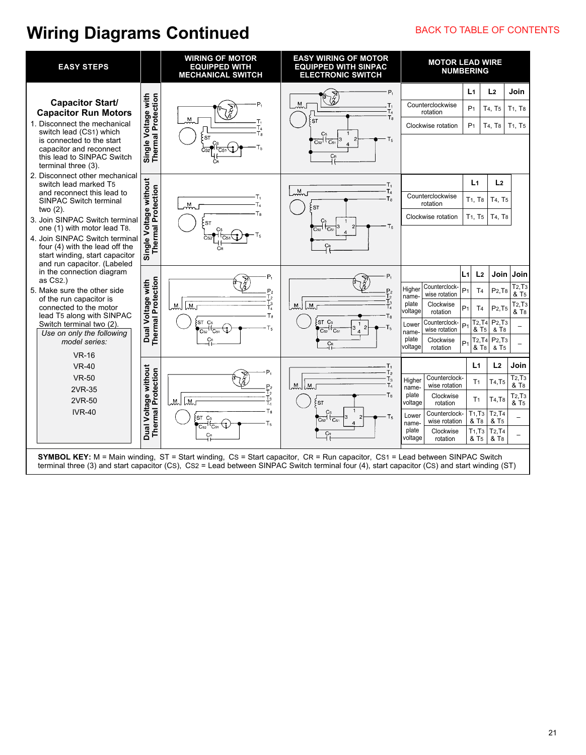# Wiring Diagrams Continued

BACK TO TABLE OF CONTENTS

| EASY STEPS | | WIRING OF MOTOR EQUIPPED WITH MECHANICAL SWITCH | EASY WIRING OF MOTOR EQUIPPED WITH SINPAC ELECTRONIC SWITCH | MOTOR LEAD WIRE NUMBERING |
|---|---|---|---|---|

## Capacitor Start/ Capacitor Run Motors

1. Disconnect the mechanical switch lead (CS1) which is connected to the start capacitor and reconnect this lead to SINPAC Switch terminal three (3).
2. Disconnect other mechanical switch lead marked T5 and reconnect this lead to SINPAC Switch terminal two (2).
3. Join SINPAC Switch terminal one (1) with motor lead T8.
4. Join SINPAC Switch terminal four (4) with the lead off the start winding, start capacitor and run capacitor. (Labeled in the connection diagram as CS2.)
5. Make sure the other side of the run capacitor is connected to the motor lead T5 along with SINPAC Switch terminal two (2).

*Use on only the following model series:*

VR-16
VR-40
VR-50
2VR-35
2VR-50
IVR-40

### Single Voltage with Thermal Protection

| | L1 | L2 | Join |
|---|---|---|---|
| Counterclockwise rotation | P1 | T4, T5 | T1, T8 |
| Clockwise rotation | P1 | T4, T8 | T1, T5 |

### Single Voltage without Thermal Protection

| | L1 | L2 |
|---|---|---|
| Counterclockwise rotation | T1, T8 | T4, T5 |
| Clockwise rotation | T1, T5 | T4, T8 |

### Dual Voltage with Thermal Protection

| | | L1 | L2 | Join | Join |
|---|---|---|---|---|---|
| Higher name-plate voltage | Counterclockwise rotation | P1 | T4 | P2,T8 | T2,T3 & T5 |
| | Clockwise rotation | P1 | T4 | P2,T5 | T2,T3 & T8 |
| Lower name-plate voltage | Counterclockwise rotation | P1 | T2,T4 & T5 | P2,T3 & T8 | – |
| | Clockwise rotation | P1 | T2,T4 & T8 | P2,T3 & T5 | – |

### Dual Voltage without Thermal Protection

| | | L1 | L2 | Join |
|---|---|---|---|---|
| Higher name-plate voltage | Counterclockwise rotation | T1 | T4,T5 | T2,T3 & T8 |
| | Clockwise rotation | T1 | T4,T8 | T2,T3 & T5 |
| Lower name-plate voltage | Counterclockwise rotation | T1,T3 & T8 | T2,T4 & T5 | – |
| | Clockwise rotation | T1,T3 & T5 | T2,T4 & T8 | – |

**SYMBOL KEY:** M = Main winding, ST = Start winding, CS = Start capacitor, CR = Run capacitor, CS1 = Lead between SINPAC Switch terminal three (3) and start capacitor (CS), CS2 = Lead between SINPAC Switch terminal four (4), start capacitor (CS) and start winding (ST)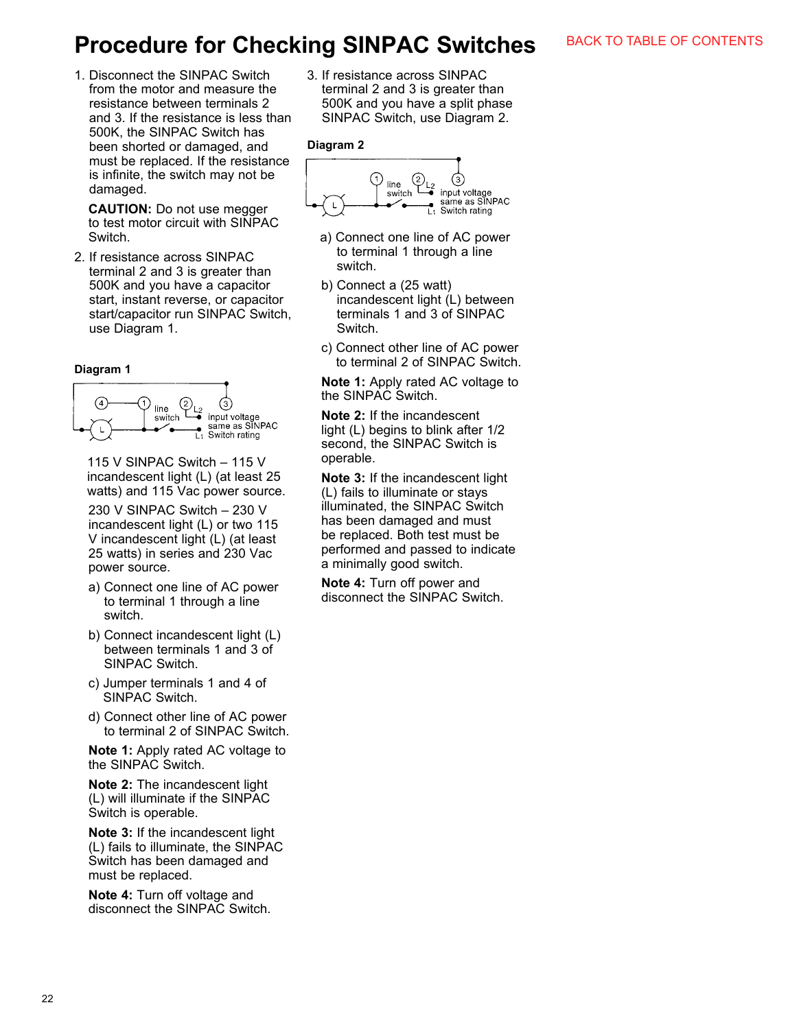# Procedure for Checking SINPAC Switches

BACK TO TABLE OF CONTENTS

1. Disconnect the SINPAC Switch from the motor and measure the resistance between terminals 2 and 3. If the resistance is less than 500K, the SINPAC Switch has been shorted or damaged, and must be replaced. If the resistance is infinite, the switch may not be damaged.

   **CAUTION:** Do not use megger to test motor circuit with SINPAC Switch.

2. If resistance across SINPAC terminal 2 and 3 is greater than 500K and you have a capacitor start, instant reverse, or capacitor start/capacitor run SINPAC Switch, use Diagram 1.

**Diagram 1**

4 1 line switch 2 L2 3 input voltage same as SINPAC Switch rating L1 L

115 V SINPAC Switch – 115 V incandescent light (L) (at least 25 watts) and 115 Vac power source.

230 V SINPAC Switch – 230 V incandescent light (L) or two 115 V incandescent light (L) (at least 25 watts) in series and 230 Vac power source.

a) Connect one line of AC power to terminal 1 through a line switch.

b) Connect incandescent light (L) between terminals 1 and 3 of SINPAC Switch.

c) Jumper terminals 1 and 4 of SINPAC Switch.

d) Connect other line of AC power to terminal 2 of SINPAC Switch.

**Note 1:** Apply rated AC voltage to the SINPAC Switch.

**Note 2:** The incandescent light (L) will illuminate if the SINPAC Switch is operable.

**Note 3:** If the incandescent light (L) fails to illuminate, the SINPAC Switch has been damaged and must be replaced.

**Note 4:** Turn off voltage and disconnect the SINPAC Switch.

3. If resistance across SINPAC terminal 2 and 3 is greater than 500K and you have a split phase SINPAC Switch, use Diagram 2.

**Diagram 2**

1 line switch 2 L2 3 input voltage same as SINPAC Switch rating L1 L

a) Connect one line of AC power to terminal 1 through a line switch.

b) Connect a (25 watt) incandescent light (L) between terminals 1 and 3 of SINPAC Switch.

c) Connect other line of AC power to terminal 2 of SINPAC Switch.

**Note 1:** Apply rated AC voltage to the SINPAC Switch.

**Note 2:** If the incandescent light (L) begins to blink after 1/2 second, the SINPAC Switch is operable.

**Note 3:** If the incandescent light (L) fails to illuminate or stays illuminated, the SINPAC Switch has been damaged and must be replaced. Both test must be performed and passed to indicate a minimally good switch.

**Note 4:** Turn off power and disconnect the SINPAC Switch.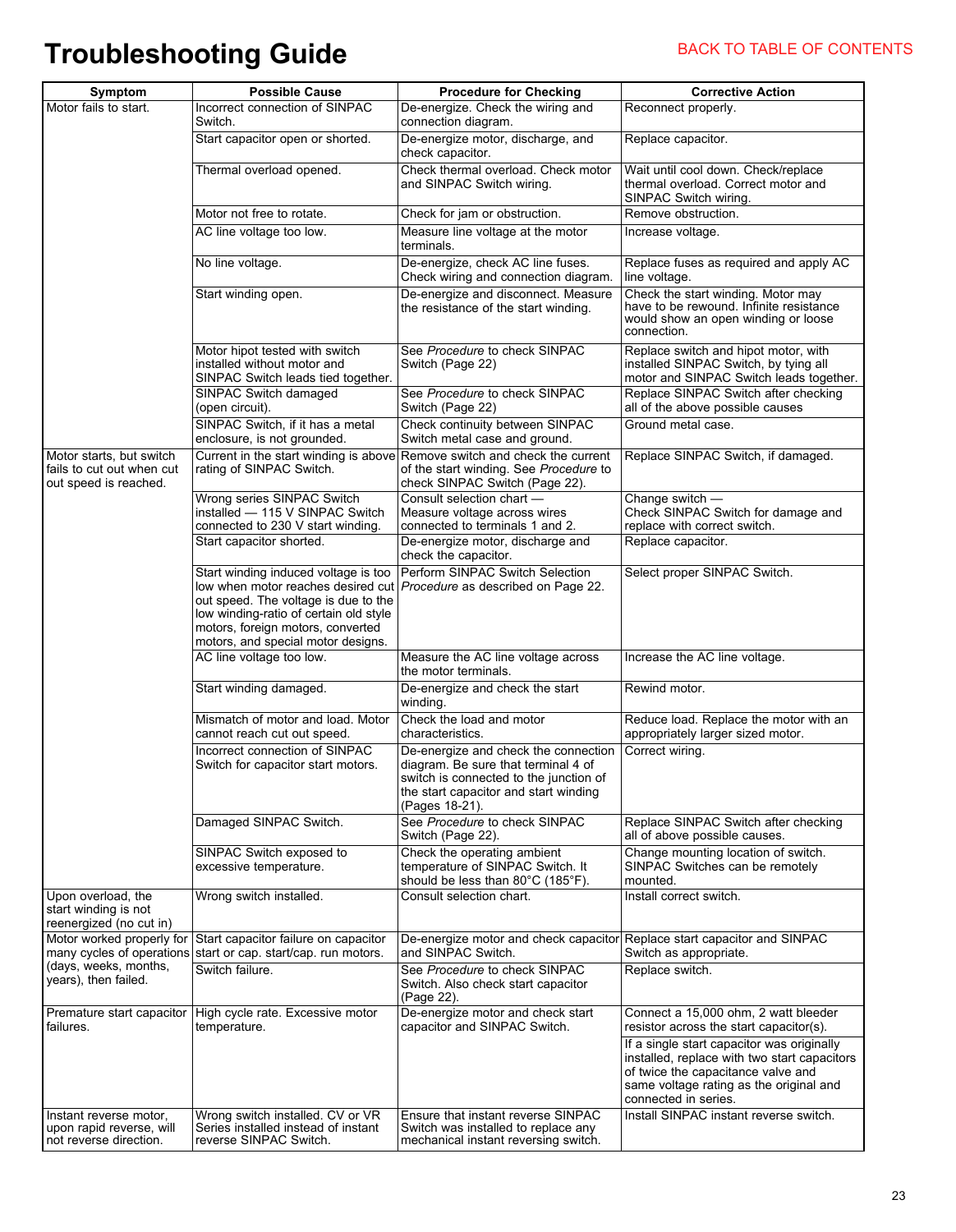# Troubleshooting Guide

BACK TO TABLE OF CONTENTS

| Symptom | Possible Cause | Procedure for Checking | Corrective Action |
|---|---|---|---|
| Motor fails to start. | Incorrect connection of SINPAC Switch. | De-energize. Check the wiring and connection diagram. | Reconnect properly. |
| | Start capacitor open or shorted. | De-energize motor, discharge, and check capacitor. | Replace capacitor. |
| | Thermal overload opened. | Check thermal overload. Check motor and SINPAC Switch wiring. | Wait until cool down. Check/replace thermal overload. Correct motor and SINPAC Switch wiring. |
| | Motor not free to rotate. | Check for jam or obstruction. | Remove obstruction. |
| | AC line voltage too low. | Measure line voltage at the motor terminals. | Increase voltage. |
| | No line voltage. | De-energize, check AC line fuses. Check wiring and connection diagram. | Replace fuses as required and apply AC line voltage. |
| | Start winding open. | De-energize and disconnect. Measure the resistance of the start winding. | Check the start winding. Motor may have to be rewound. Infinite resistance would show an open winding or loose connection. |
| | Motor hipot tested with switch installed without motor and SINPAC Switch leads tied together. | See *Procedure* to check SINPAC Switch (Page 22) | Replace switch and hipot motor, with installed SINPAC Switch, by tying all motor and SINPAC Switch leads together. |
| | SINPAC Switch damaged (open circuit). | See *Procedure* to check SINPAC Switch (Page 22) | Replace SINPAC Switch after checking all of the above possible causes |
| | SINPAC Switch, if it has a metal enclosure, is not grounded. | Check continuity between SINPAC Switch metal case and ground. | Ground metal case. |
| Motor starts, but switch fails to cut out when cut out speed is reached. | Current in the start winding is above rating of SINPAC Switch. | Remove switch and check the current of the start winding. See *Procedure* to check SINPAC Switch (Page 22). | Replace SINPAC Switch, if damaged. |
| | Wrong series SINPAC Switch installed — 115 V SINPAC Switch connected to 230 V start winding. | Consult selection chart — Measure voltage across wires connected to terminals 1 and 2. | Change switch — Check SINPAC Switch for damage and replace with correct switch. |
| | Start capacitor shorted. | De-energize motor, discharge and check the capacitor. | Replace capacitor. |
| | Start winding induced voltage is too low when motor reaches desired cut out speed. The voltage is due to the low winding-ratio of certain old style motors, foreign motors, converted motors, and special motor designs. | Perform SINPAC Switch Selection *Procedure* as described on Page 22. | Select proper SINPAC Switch. |
| | AC line voltage too low. | Measure the AC line voltage across the motor terminals. | Increase the AC line voltage. |
| | Start winding damaged. | De-energize and check the start winding. | Rewind motor. |
| | Mismatch of motor and load. Motor cannot reach cut out speed. | Check the load and motor characteristics. | Reduce load. Replace the motor with an appropriately larger sized motor. |
| | Incorrect connection of SINPAC Switch for capacitor start motors. | De-energize and check the connection diagram. Be sure that terminal 4 of switch is connected to the junction of the start capacitor and start winding (Pages 18-21). | Correct wiring. |
| | Damaged SINPAC Switch. | See *Procedure* to check SINPAC Switch (Page 22). | Replace SINPAC Switch after checking all of above possible causes. |
| | SINPAC Switch exposed to excessive temperature. | Check the operating ambient temperature of SINPAC Switch. It should be less than 80°C (185°F). | Change mounting location of switch. SINPAC Switches can be remotely mounted. |
| Upon overload, the start winding is not reenergized (no cut in) | Wrong switch installed. | Consult selection chart. | Install correct switch. |
| Motor worked properly for many cycles of operations (days, weeks, months, years), then failed. | Start capacitor failure on capacitor start or cap. start/cap. run motors. | De-energize motor and check capacitor and SINPAC Switch. | Replace start capacitor and SINPAC Switch as appropriate. |
| | Switch failure. | See *Procedure* to check SINPAC Switch. Also check start capacitor (Page 22). | Replace switch. |
| Premature start capacitor failures. | High cycle rate. Excessive motor temperature. | De-energize motor and check start capacitor and SINPAC Switch. | Connect a 15,000 ohm, 2 watt bleeder resistor across the start capacitor(s). |
| | | | If a single start capacitor was originally installed, replace with two start capacitors of twice the capacitance valve and same voltage rating as the original and connected in series. |
| Instant reverse motor, upon rapid reverse, will not reverse direction. | Wrong switch installed. CV or VR Series installed instead of instant reverse SINPAC Switch. | Ensure that instant reverse SINPAC Switch was installed to replace any mechanical instant reversing switch. | Install SINPAC instant reverse switch. |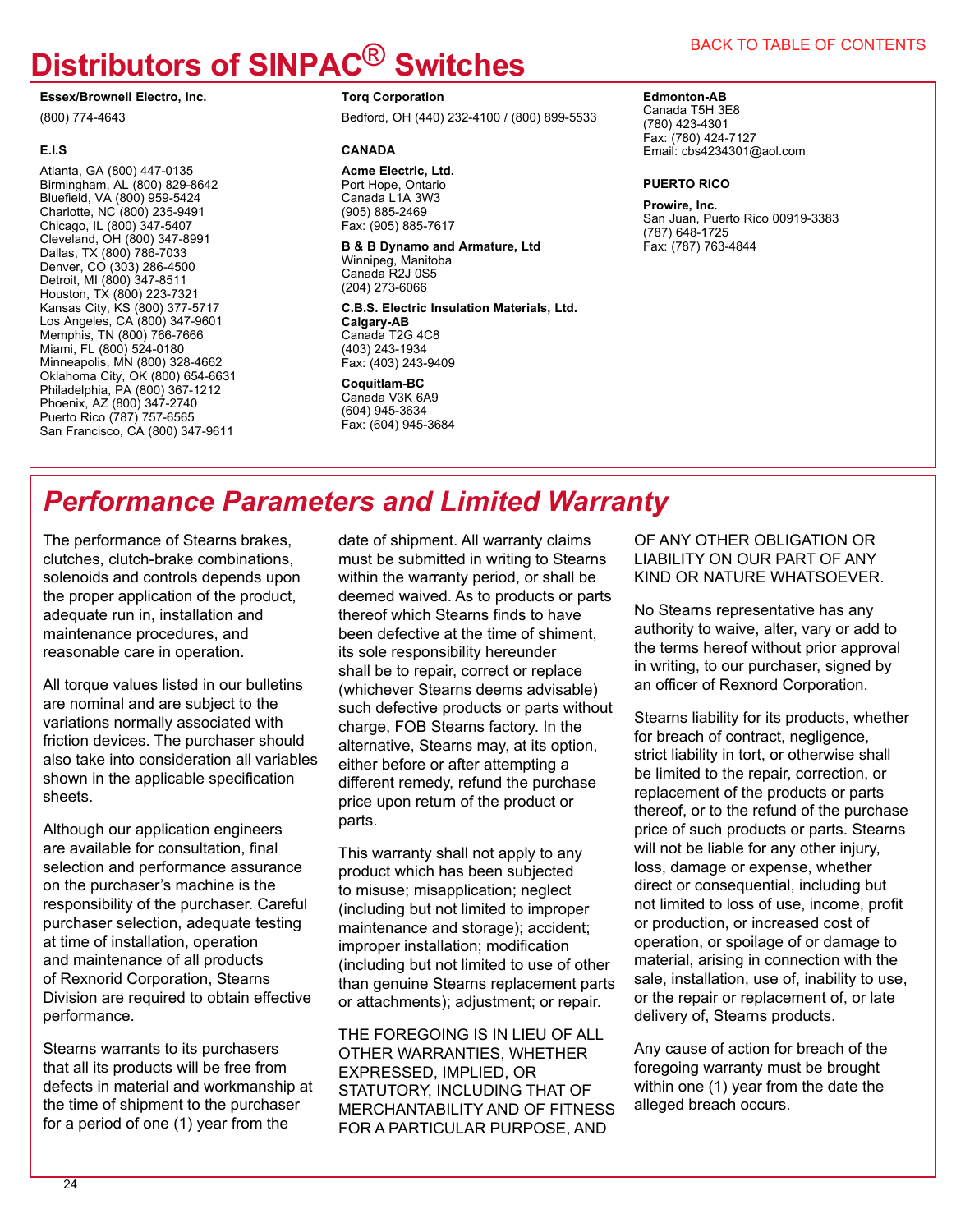# Distributors of SINPAC® Switches

BACK TO TABLE OF CONTENTS

**Essex/Brownell Electro, Inc.**

(800) 774-4643

**E.I.S**

Atlanta, GA (800) 447-0135
Birmingham, AL (800) 829-8642
Bluefield, VA (800) 959-5424
Charlotte, NC (800) 235-9491
Chicago, IL (800) 347-5407
Cleveland, OH (800) 347-8991
Dallas, TX (800) 786-7033
Denver, CO (303) 286-4500
Detroit, MI (800) 347-8511
Houston, TX (800) 223-7321
Kansas City, KS (800) 377-5717
Los Angeles, CA (800) 347-9601
Memphis, TN (800) 766-7666
Miami, FL (800) 524-0180
Minneapolis, MN (800) 328-4662
Oklahoma City, OK (800) 654-6631
Philadelphia, PA (800) 367-1212
Phoenix, AZ (800) 347-2740
Puerto Rico (787) 757-6565
San Francisco, CA (800) 347-9611

**Torq Corporation**

Bedford, OH (440) 232-4100 / (800) 899-5533

**CANADA**

**Acme Electric, Ltd.**
Port Hope, Ontario
Canada L1A 3W3
(905) 885-2469
Fax: (905) 885-7617

**B & B Dynamo and Armature, Ltd**
Winnipeg, Manitoba
Canada R2J 0S5
(204) 273-6066

**C.B.S. Electric Insulation Materials, Ltd.**
**Calgary-AB**
Canada T2G 4C8
(403) 243-1934
Fax: (403) 243-9409

**Coquitlam-BC**
Canada V3K 6A9
(604) 945-3634
Fax: (604) 945-3684

**Edmonton-AB**
Canada T5H 3E8
(780) 423-4301
Fax: (780) 424-7127
Email: cbs4234301@aol.com

**PUERTO RICO**

**Prowire, Inc.**
San Juan, Puerto Rico 00919-3383
(787) 648-1725
Fax: (787) 763-4844

## *Performance Parameters and Limited Warranty*

The performance of Stearns brakes, clutches, clutch-brake combinations, solenoids and controls depends upon the proper application of the product, adequate run in, installation and maintenance procedures, and reasonable care in operation.

All torque values listed in our bulletins are nominal and are subject to the variations normally associated with friction devices. The purchaser should also take into consideration all variables shown in the applicable specification sheets.

Although our application engineers are available for consultation, final selection and performance assurance on the purchaser's machine is the responsibility of the purchaser. Careful purchaser selection, adequate testing at time of installation, operation and maintenance of all products of Rexnord Corporation, Stearns Division are required to obtain effective performance.

Stearns warrants to its purchasers that all its products will be free from defects in material and workmanship at the time of shipment to the purchaser for a period of one (1) year from the date of shipment. All warranty claims must be submitted in writing to Stearns within the warranty period, or shall be deemed waived. As to products or parts thereof which Stearns finds to have been defective at the time of shiment, its sole responsibility hereunder shall be to repair, correct or replace (whichever Stearns deems advisable) such defective products or parts without charge, FOB Stearns factory. In the alternative, Stearns may, at its option, either before or after attempting a different remedy, refund the purchase price upon return of the product or parts.

This warranty shall not apply to any product which has been subjected to misuse; misapplication; neglect (including but not limited to improper maintenance and storage); accident; improper installation; modification (including but not limited to use of other than genuine Stearns replacement parts or attachments); adjustment; or repair.

THE FOREGOING IS IN LIEU OF ALL OTHER WARRANTIES, WHETHER EXPRESSED, IMPLIED, OR STATUTORY, INCLUDING THAT OF MERCHANTABILITY AND OF FITNESS FOR A PARTICULAR PURPOSE, AND OF ANY OTHER OBLIGATION OR LIABILITY ON OUR PART OF ANY KIND OR NATURE WHATSOEVER.

No Stearns representative has any authority to waive, alter, vary or add to the terms hereof without prior approval in writing, to our purchaser, signed by an officer of Rexnord Corporation.

Stearns liability for its products, whether for breach of contract, negligence, strict liability in tort, or otherwise shall be limited to the repair, correction, or replacement of the products or parts thereof, or to the refund of the purchase price of such products or parts. Stearns will not be liable for any other injury, loss, damage or expense, whether direct or consequential, including but not limited to loss of use, income, profit or production, or increased cost of operation, or spoilage of or damage to material, arising in connection with the sale, installation, use of, inability to use, or the repair or replacement of, or late delivery of, Stearns products.

Any cause of action for breach of the foregoing warranty must be brought within one (1) year from the date the alleged breach occurs.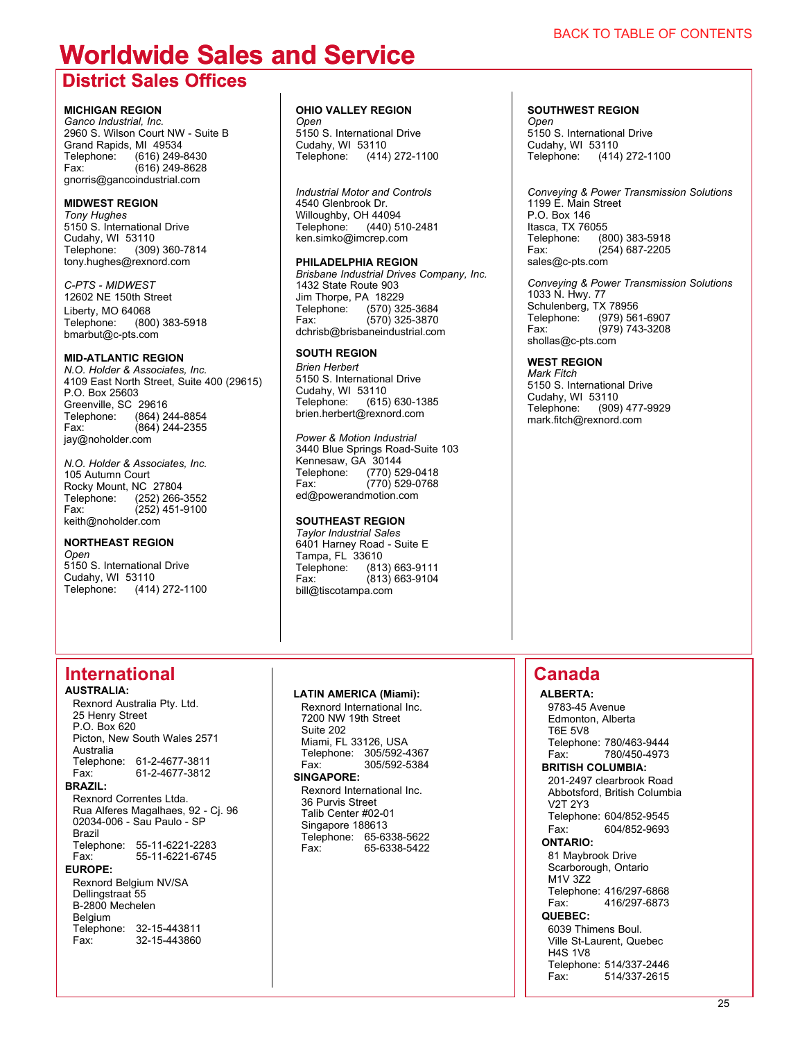BACK TO TABLE OF CONTENTS

# Worldwide Sales and Service

## District Sales Offices

**MICHIGAN REGION**
*Ganco Industrial, Inc.*
2960 S. Wilson Court NW - Suite B
Grand Rapids, MI 49534
Telephone: (616) 249-8430
Fax: (616) 249-8628
gnorris@gancoindustrial.com

**MIDWEST REGION**
*Tony Hughes*
5150 S. International Drive
Cudahy, WI 53110
Telephone: (309) 360-7814
tony.hughes@rexnord.com

*C-PTS - MIDWEST*
12602 NE 150th Street
Liberty, MO 64068
Telephone: (800) 383-5918
bmarbut@c-pts.com

**MID-ATLANTIC REGION**
*N.O. Holder & Associates, Inc.*
4109 East North Street, Suite 400 (29615)
P.O. Box 25603
Greenville, SC 29616
Telephone: (864) 244-8854
Fax: (864) 244-2355
jay@noholder.com

*N.O. Holder & Associates, Inc.*
105 Autumn Court
Rocky Mount, NC 27804
Telephone: (252) 266-3552
Fax: (252) 451-9100
keith@noholder.com

**NORTHEAST REGION**
*Open*
5150 S. International Drive
Cudahy, WI 53110
Telephone: (414) 272-1100

**OHIO VALLEY REGION**
*Open*
5150 S. International Drive
Cudahy, WI 53110
Telephone: (414) 272-1100

*Industrial Motor and Controls*
4540 Glenbrook Dr.
Willoughby, OH 44094
Telephone: (440) 510-2481
ken.simko@imcrep.com

**PHILADELPHIA REGION**
*Brisbane Industrial Drives Company, Inc.*
1432 State Route 903
Jim Thorpe, PA 18229
Telephone: (570) 325-3684
Fax: (570) 325-3870
dchrisb@brisbaneindustrial.com

**SOUTH REGION**
*Brien Herbert*
5150 S. International Drive
Cudahy, WI 53110
Telephone: (615) 630-1385
brien.herbert@rexnord.com

*Power & Motion Industrial*
3440 Blue Springs Road-Suite 103
Kennesaw, GA 30144
Telephone: (770) 529-0418
Fax: (770) 529-0768
ed@powerandmotion.com

**SOUTHEAST REGION**
*Taylor Industrial Sales*
6401 Harney Road - Suite E
Tampa, FL 33610
Telephone: (813) 663-9111
Fax: (813) 663-9104
bill@tiscotampa.com

**SOUTHWEST REGION**
*Open*
5150 S. International Drive
Cudahy, WI 53110
Telephone: (414) 272-1100

*Conveying & Power Transmission Solutions*
1199 E. Main Street
P.O. Box 146
Itasca, TX 76055
Telephone: (800) 383-5918
Fax: (254) 687-2205
sales@c-pts.com

*Conveying & Power Transmission Solutions*
1033 N. Hwy. 77
Schulenberg, TX 78956
Telephone: (979) 561-6907
Fax: (979) 743-3208
shollas@c-pts.com

**WEST REGION**
*Mark Fitch*
5150 S. International Drive
Cudahy, WI 53110
Telephone: (909) 477-9929
mark.fitch@rexnord.com

## International

**AUSTRALIA:**
Rexnord Australia Pty. Ltd.
25 Henry Street
P.O. Box 620
Picton, New South Wales 2571
Australia
Telephone: 61-2-4677-3811
Fax: 61-2-4677-3812

**BRAZIL:**
Rexnord Correntes Ltda.
Rua Alferes Magalhaes, 92 - Cj. 96
02034-006 - Sau Paulo - SP
Brazil
Telephone: 55-11-6221-2283
Fax: 55-11-6221-6745

**EUROPE:**
Rexnord Belgium NV/SA
Dellingstraat 55
B-2800 Mechelen
Belgium
Telephone: 32-15-443811
Fax: 32-15-443860

**LATIN AMERICA (Miami):**
Rexnord International Inc.
7200 NW 19th Street
Suite 202
Miami, FL 33126, USA
Telephone: 305/592-4367
Fax: 305/592-5384

**SINGAPORE:**
Rexnord International Inc.
36 Purvis Street
Talib Center #02-01
Singapore 188613
Telephone: 65-6338-5622
Fax: 65-6338-5422

## Canada

**ALBERTA:**
9783-45 Avenue
Edmonton, Alberta
T6E 5V8
Telephone: 780/463-9444
Fax: 780/450-4973

**BRITISH COLUMBIA:**
201-2497 clearbrook Road
Abbotsford, British Columbia
V2T 2Y3
Telephone: 604/852-9545
Fax: 604/852-9693

**ONTARIO:**
81 Maybrook Drive
Scarborough, Ontario
M1V 3Z2
Telephone: 416/297-6868
Fax: 416/297-6873

**QUEBEC:**
6039 Thimens Boul.
Ville St-Laurent, Quebec
H4S 1V8
Telephone: 514/337-2446
Fax: 514/337-2615